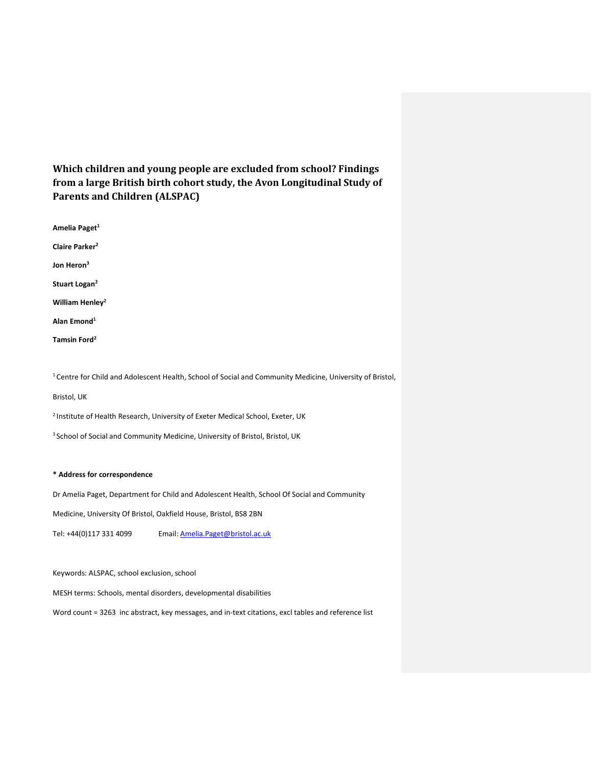# Which children and young people are excluded from school? Findings from a large British birth cohort study, the Avon Longitudinal Study of Parents and Children (ALSPAC)

**Amelia Paget[1]**

**Claire Parker[2]**

**Jon Heron[3]**

**Stuart Logan[2]**

**William Henley[2]**

**Alan Emond[1]**

**Tamsin Ford[2]**

[1] Centre for Child and Adolescent Health, School of Social and Community Medicine, University of Bristol, Bristol, UK

[2] Institute of Health Research, University of Exeter Medical School, Exeter, UK

[3] School of Social and Community Medicine, University of Bristol, Bristol, UK

**\* Address for correspondence**

Dr Amelia Paget, Department for Child and Adolescent Health, School Of Social and Community Medicine, University Of Bristol, Oakfield House, Bristol, BS8 2BN

Tel: +44(0)117 331 4099 Email: Amelia.Paget@bristol.ac.uk

Keywords: ALSPAC, school exclusion, school

MESH terms: Schools, mental disorders, developmental disabilities

Word count = 3263 inc abstract, key messages, and in-text citations, excl tables and reference list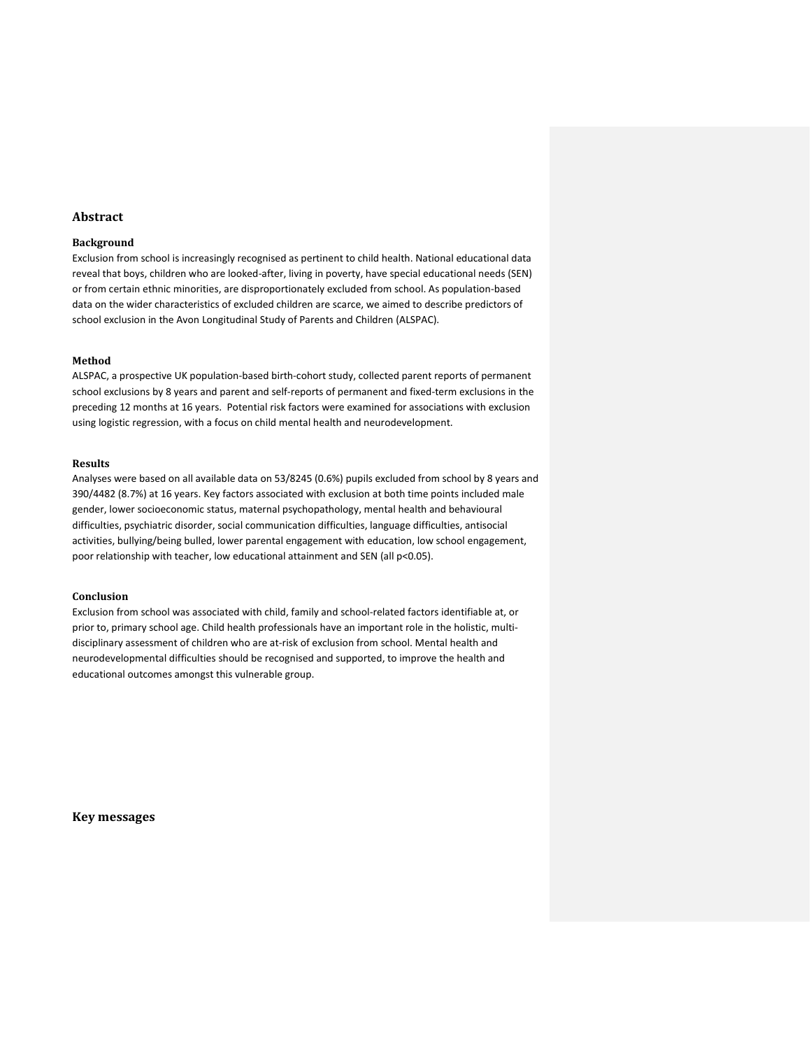## Abstract

### Background

Exclusion from school is increasingly recognised as pertinent to child health. National educational data reveal that boys, children who are looked-after, living in poverty, have special educational needs (SEN) or from certain ethnic minorities, are disproportionately excluded from school. As population-based data on the wider characteristics of excluded children are scarce, we aimed to describe predictors of school exclusion in the Avon Longitudinal Study of Parents and Children (ALSPAC).

### Method

ALSPAC, a prospective UK population-based birth-cohort study, collected parent reports of permanent school exclusions by 8 years and parent and self-reports of permanent and fixed-term exclusions in the preceding 12 months at 16 years. Potential risk factors were examined for associations with exclusion using logistic regression, with a focus on child mental health and neurodevelopment.

### Results

Analyses were based on all available data on 53/8245 (0.6%) pupils excluded from school by 8 years and 390/4482 (8.7%) at 16 years. Key factors associated with exclusion at both time points included male gender, lower socioeconomic status, maternal psychopathology, mental health and behavioural difficulties, psychiatric disorder, social communication difficulties, language difficulties, antisocial activities, bullying/being bulled, lower parental engagement with education, low school engagement, poor relationship with teacher, low educational attainment and SEN (all $p<0.05$).

### Conclusion

Exclusion from school was associated with child, family and school-related factors identifiable at, or prior to, primary school age. Child health professionals have an important role in the holistic, multi-disciplinary assessment of children who are at-risk of exclusion from school. Mental health and neurodevelopmental difficulties should be recognised and supported, to improve the health and educational outcomes amongst this vulnerable group.

## Key messages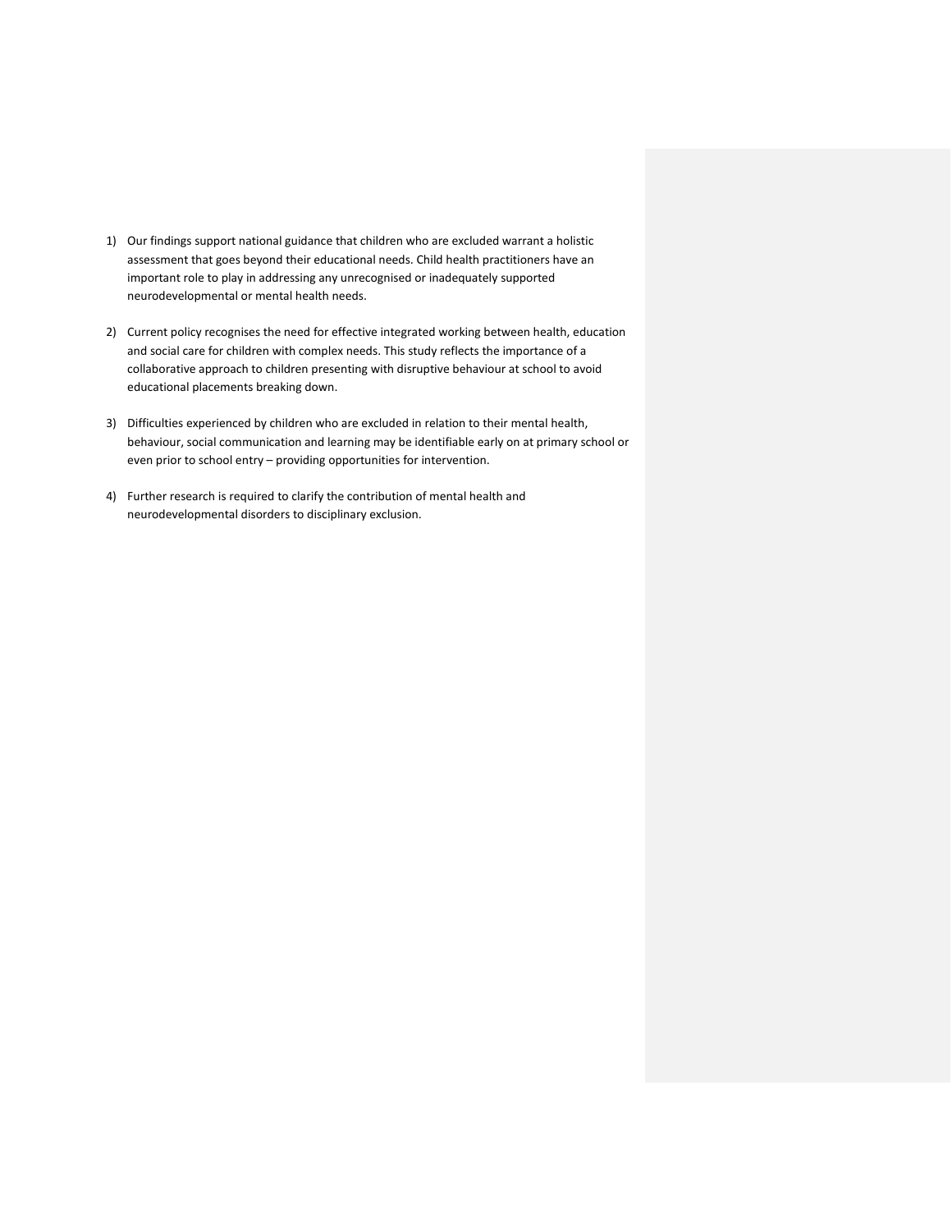1) Our findings support national guidance that children who are excluded warrant a holistic assessment that goes beyond their educational needs. Child health practitioners have an important role to play in addressing any unrecognised or inadequately supported neurodevelopmental or mental health needs.

2) Current policy recognises the need for effective integrated working between health, education and social care for children with complex needs. This study reflects the importance of a collaborative approach to children presenting with disruptive behaviour at school to avoid educational placements breaking down.

3) Difficulties experienced by children who are excluded in relation to their mental health, behaviour, social communication and learning may be identifiable early on at primary school or even prior to school entry – providing opportunities for intervention.

4) Further research is required to clarify the contribution of mental health and neurodevelopmental disorders to disciplinary exclusion.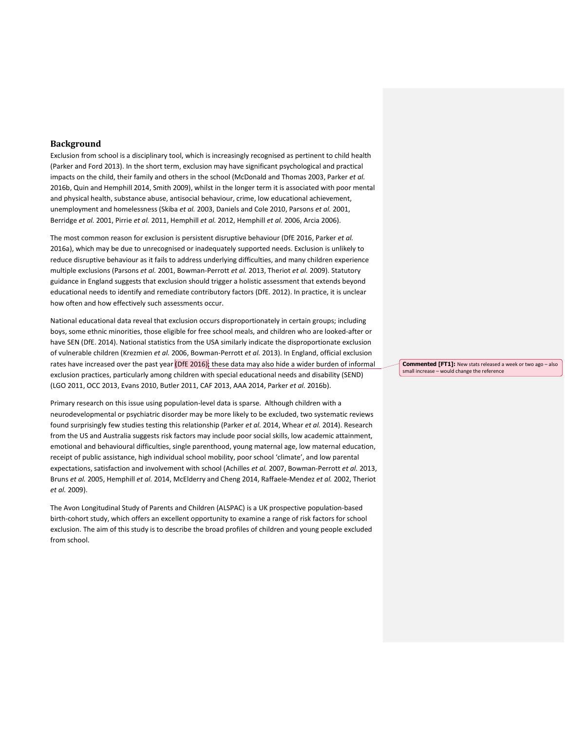## Background

Exclusion from school is a disciplinary tool, which is increasingly recognised as pertinent to child health (Parker and Ford 2013). In the short term, exclusion may have significant psychological and practical impacts on the child, their family and others in the school (McDonald and Thomas 2003, Parker *et al.* 2016b, Quin and Hemphill 2014, Smith 2009), whilst in the longer term it is associated with poor mental and physical health, substance abuse, antisocial behaviour, crime, low educational achievement, unemployment and homelessness (Skiba *et al.* 2003, Daniels and Cole 2010, Parsons *et al.* 2001, Berridge *et al.* 2001, Pirrie *et al.* 2011, Hemphill *et al.* 2012, Hemphill *et al.* 2006, Arcia 2006).

The most common reason for exclusion is persistent disruptive behaviour (DfE 2016, Parker *et al.* 2016a), which may be due to unrecognised or inadequately supported needs. Exclusion is unlikely to reduce disruptive behaviour as it fails to address underlying difficulties, and many children experience multiple exclusions (Parsons *et al.* 2001, Bowman-Perrott *et al.* 2013, Theriot *et al.* 2009). Statutory guidance in England suggests that exclusion should trigger a holistic assessment that extends beyond educational needs to identify and remediate contributory factors (DfE. 2012). In practice, it is unclear how often and how effectively such assessments occur.

National educational data reveal that exclusion occurs disproportionately in certain groups; including boys, some ethnic minorities, those eligible for free school meals, and children who are looked-after or have SEN (DfE. 2014). National statistics from the USA similarly indicate the disproportionate exclusion of vulnerable children (Krezmien *et al.* 2006, Bowman-Perrott *et al.* 2013). In England, official exclusion rates have increased over the past year (DfE 2016); these data may also hide a wider burden of informal exclusion practices, particularly among children with special educational needs and disability (SEND) (LGO 2011, OCC 2013, Evans 2010, Butler 2011, CAF 2013, AAA 2014, Parker *et al.* 2016b).

**Commented [FT1]:** New stats released a week or two ago – also small increase – would change the reference

Primary research on this issue using population-level data is sparse. Although children with a neurodevelopmental or psychiatric disorder may be more likely to be excluded, two systematic reviews found surprisingly few studies testing this relationship (Parker *et al.* 2014, Whear *et al.* 2014). Research from the US and Australia suggests risk factors may include poor social skills, low academic attainment, emotional and behavioural difficulties, single parenthood, young maternal age, low maternal education, receipt of public assistance, high individual school mobility, poor school 'climate', and low parental expectations, satisfaction and involvement with school (Achilles *et al.* 2007, Bowman-Perrott *et al.* 2013, Bruns *et al.* 2005, Hemphill *et al.* 2014, McElderry and Cheng 2014, Raffaele-Mendez *et al.* 2002, Theriot *et al.* 2009).

The Avon Longitudinal Study of Parents and Children (ALSPAC) is a UK prospective population-based birth-cohort study, which offers an excellent opportunity to examine a range of risk factors for school exclusion. The aim of this study is to describe the broad profiles of children and young people excluded from school.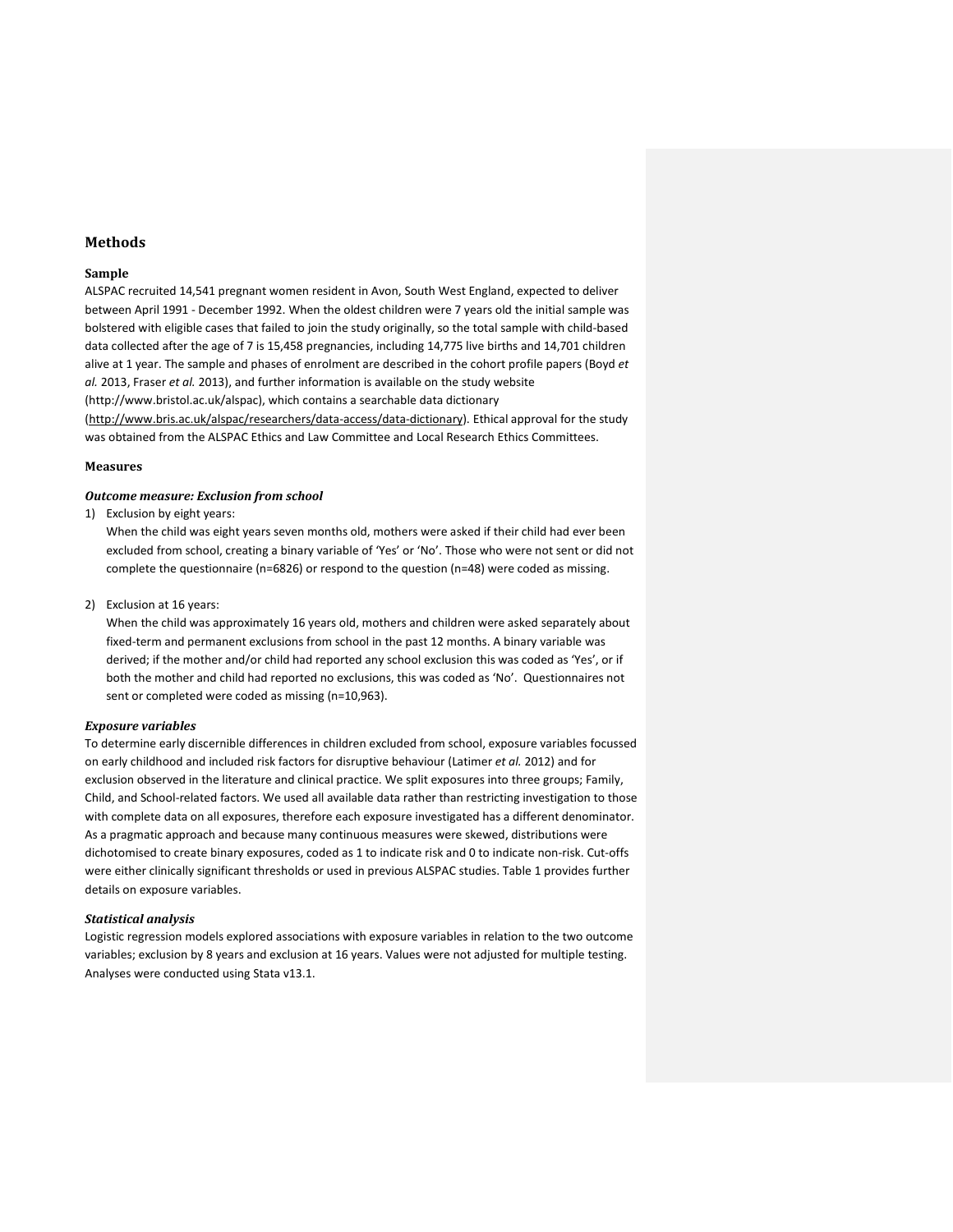## Methods

### Sample

ALSPAC recruited 14,541 pregnant women resident in Avon, South West England, expected to deliver between April 1991 - December 1992. When the oldest children were 7 years old the initial sample was bolstered with eligible cases that failed to join the study originally, so the total sample with child-based data collected after the age of 7 is 15,458 pregnancies, including 14,775 live births and 14,701 children alive at 1 year. The sample and phases of enrolment are described in the cohort profile papers (Boyd *et al.* 2013, Fraser *et al.* 2013), and further information is available on the study website (http://www.bristol.ac.uk/alspac), which contains a searchable data dictionary (http://www.bris.ac.uk/alspac/researchers/data-access/data-dictionary). Ethical approval for the study was obtained from the ALSPAC Ethics and Law Committee and Local Research Ethics Committees.

### Measures

#### *Outcome measure: Exclusion from school*

1) Exclusion by eight years:
   When the child was eight years seven months old, mothers were asked if their child had ever been excluded from school, creating a binary variable of 'Yes' or 'No'. Those who were not sent or did not complete the questionnaire (n=6826) or respond to the question (n=48) were coded as missing.

2) Exclusion at 16 years:
   When the child was approximately 16 years old, mothers and children were asked separately about fixed-term and permanent exclusions from school in the past 12 months. A binary variable was derived; if the mother and/or child had reported any school exclusion this was coded as 'Yes', or if both the mother and child had reported no exclusions, this was coded as 'No'. Questionnaires not sent or completed were coded as missing (n=10,963).

#### *Exposure variables*

To determine early discernible differences in children excluded from school, exposure variables focussed on early childhood and included risk factors for disruptive behaviour (Latimer *et al.* 2012) and for exclusion observed in the literature and clinical practice. We split exposures into three groups; Family, Child, and School-related factors. We used all available data rather than restricting investigation to those with complete data on all exposures, therefore each exposure investigated has a different denominator. As a pragmatic approach and because many continuous measures were skewed, distributions were dichotomised to create binary exposures, coded as 1 to indicate risk and 0 to indicate non-risk. Cut-offs were either clinically significant thresholds or used in previous ALSPAC studies. Table 1 provides further details on exposure variables.

#### *Statistical analysis*

Logistic regression models explored associations with exposure variables in relation to the two outcome variables; exclusion by 8 years and exclusion at 16 years. Values were not adjusted for multiple testing. Analyses were conducted using Stata v13.1.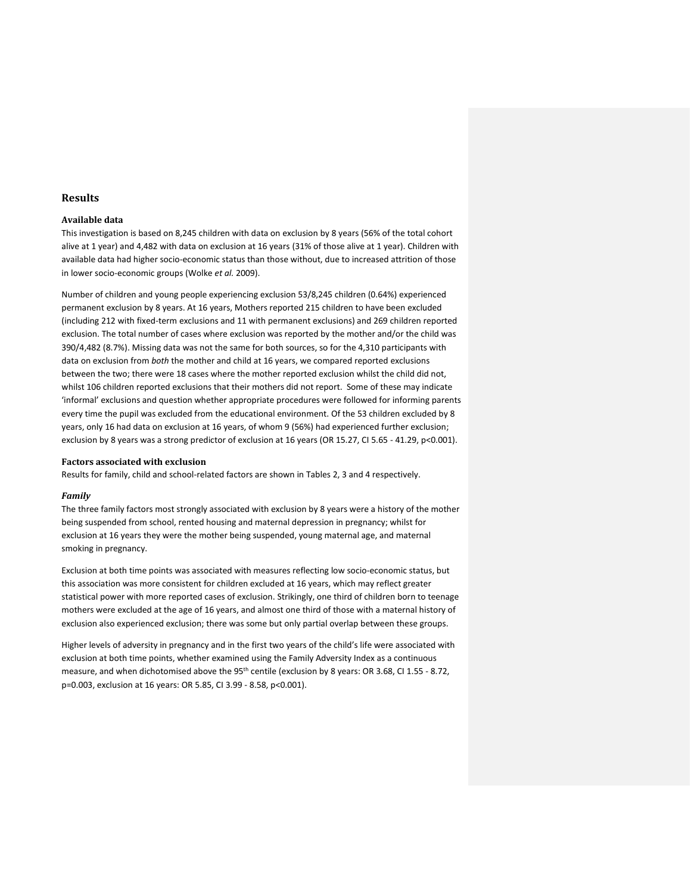## Results

### Available data

This investigation is based on 8,245 children with data on exclusion by 8 years (56% of the total cohort alive at 1 year) and 4,482 with data on exclusion at 16 years (31% of those alive at 1 year). Children with available data had higher socio-economic status than those without, due to increased attrition of those in lower socio-economic groups (Wolke *et al.* 2009).

Number of children and young people experiencing exclusion 53/8,245 children (0.64%) experienced permanent exclusion by 8 years. At 16 years, Mothers reported 215 children to have been excluded (including 212 with fixed-term exclusions and 11 with permanent exclusions) and 269 children reported exclusion. The total number of cases where exclusion was reported by the mother and/or the child was 390/4,482 (8.7%). Missing data was not the same for both sources, so for the 4,310 participants with data on exclusion from *both* the mother and child at 16 years, we compared reported exclusions between the two; there were 18 cases where the mother reported exclusion whilst the child did not, whilst 106 children reported exclusions that their mothers did not report. Some of these may indicate 'informal' exclusions and question whether appropriate procedures were followed for informing parents every time the pupil was excluded from the educational environment. Of the 53 children excluded by 8 years, only 16 had data on exclusion at 16 years, of whom 9 (56%) had experienced further exclusion; exclusion by 8 years was a strong predictor of exclusion at 16 years (OR 15.27, CI 5.65 - 41.29, p<0.001).

### Factors associated with exclusion

Results for family, child and school-related factors are shown in Tables 2, 3 and 4 respectively.

#### *Family*

The three family factors most strongly associated with exclusion by 8 years were a history of the mother being suspended from school, rented housing and maternal depression in pregnancy; whilst for exclusion at 16 years they were the mother being suspended, young maternal age, and maternal smoking in pregnancy.

Exclusion at both time points was associated with measures reflecting low socio-economic status, but this association was more consistent for children excluded at 16 years, which may reflect greater statistical power with more reported cases of exclusion. Strikingly, one third of children born to teenage mothers were excluded at the age of 16 years, and almost one third of those with a maternal history of exclusion also experienced exclusion; there was some but only partial overlap between these groups.

Higher levels of adversity in pregnancy and in the first two years of the child's life were associated with exclusion at both time points, whether examined using the Family Adversity Index as a continuous measure, and when dichotomised above the 95th centile (exclusion by 8 years: OR 3.68, CI 1.55 - 8.72, p=0.003, exclusion at 16 years: OR 5.85, CI 3.99 - 8.58, p<0.001).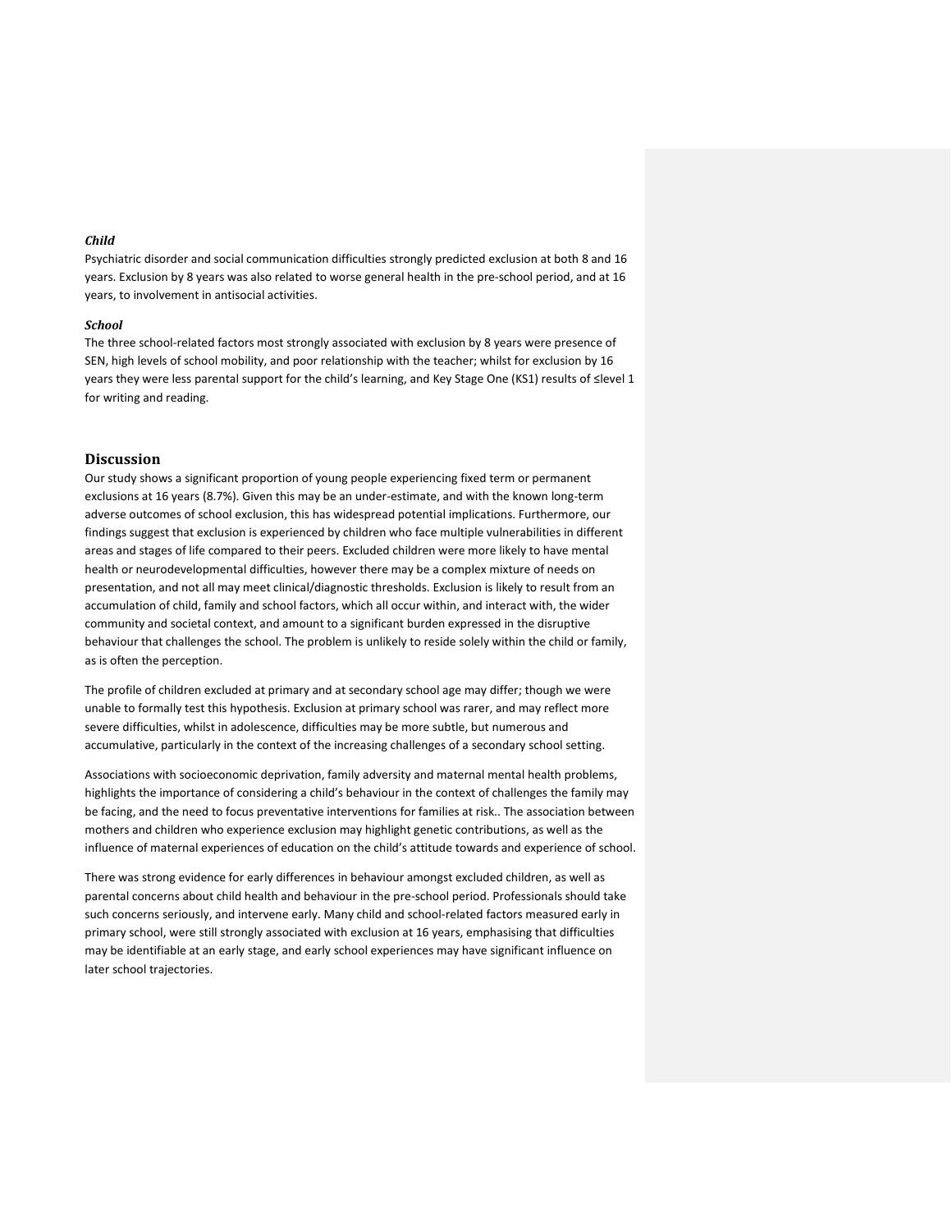### *Child*

Psychiatric disorder and social communication difficulties strongly predicted exclusion at both 8 and 16 years. Exclusion by 8 years was also related to worse general health in the pre-school period, and at 16 years, to involvement in antisocial activities.

### *School*

The three school-related factors most strongly associated with exclusion by 8 years were presence of SEN, high levels of school mobility, and poor relationship with the teacher; whilst for exclusion by 16 years they were less parental support for the child's learning, and Key Stage One (KS1) results of ≤level 1 for writing and reading.

## Discussion

Our study shows a significant proportion of young people experiencing fixed term or permanent exclusions at 16 years (8.7%). Given this may be an under-estimate, and with the known long-term adverse outcomes of school exclusion, this has widespread potential implications. Furthermore, our findings suggest that exclusion is experienced by children who face multiple vulnerabilities in different areas and stages of life compared to their peers. Excluded children were more likely to have mental health or neurodevelopmental difficulties, however there may be a complex mixture of needs on presentation, and not all may meet clinical/diagnostic thresholds. Exclusion is likely to result from an accumulation of child, family and school factors, which all occur within, and interact with, the wider community and societal context, and amount to a significant burden expressed in the disruptive behaviour that challenges the school. The problem is unlikely to reside solely within the child or family, as is often the perception.

The profile of children excluded at primary and at secondary school age may differ; though we were unable to formally test this hypothesis. Exclusion at primary school was rarer, and may reflect more severe difficulties, whilst in adolescence, difficulties may be more subtle, but numerous and accumulative, particularly in the context of the increasing challenges of a secondary school setting.

Associations with socioeconomic deprivation, family adversity and maternal mental health problems, highlights the importance of considering a child's behaviour in the context of challenges the family may be facing, and the need to focus preventative interventions for families at risk.. The association between mothers and children who experience exclusion may highlight genetic contributions, as well as the influence of maternal experiences of education on the child's attitude towards and experience of school.

There was strong evidence for early differences in behaviour amongst excluded children, as well as parental concerns about child health and behaviour in the pre-school period. Professionals should take such concerns seriously, and intervene early. Many child and school-related factors measured early in primary school, were still strongly associated with exclusion at 16 years, emphasising that difficulties may be identifiable at an early stage, and early school experiences may have significant influence on later school trajectories.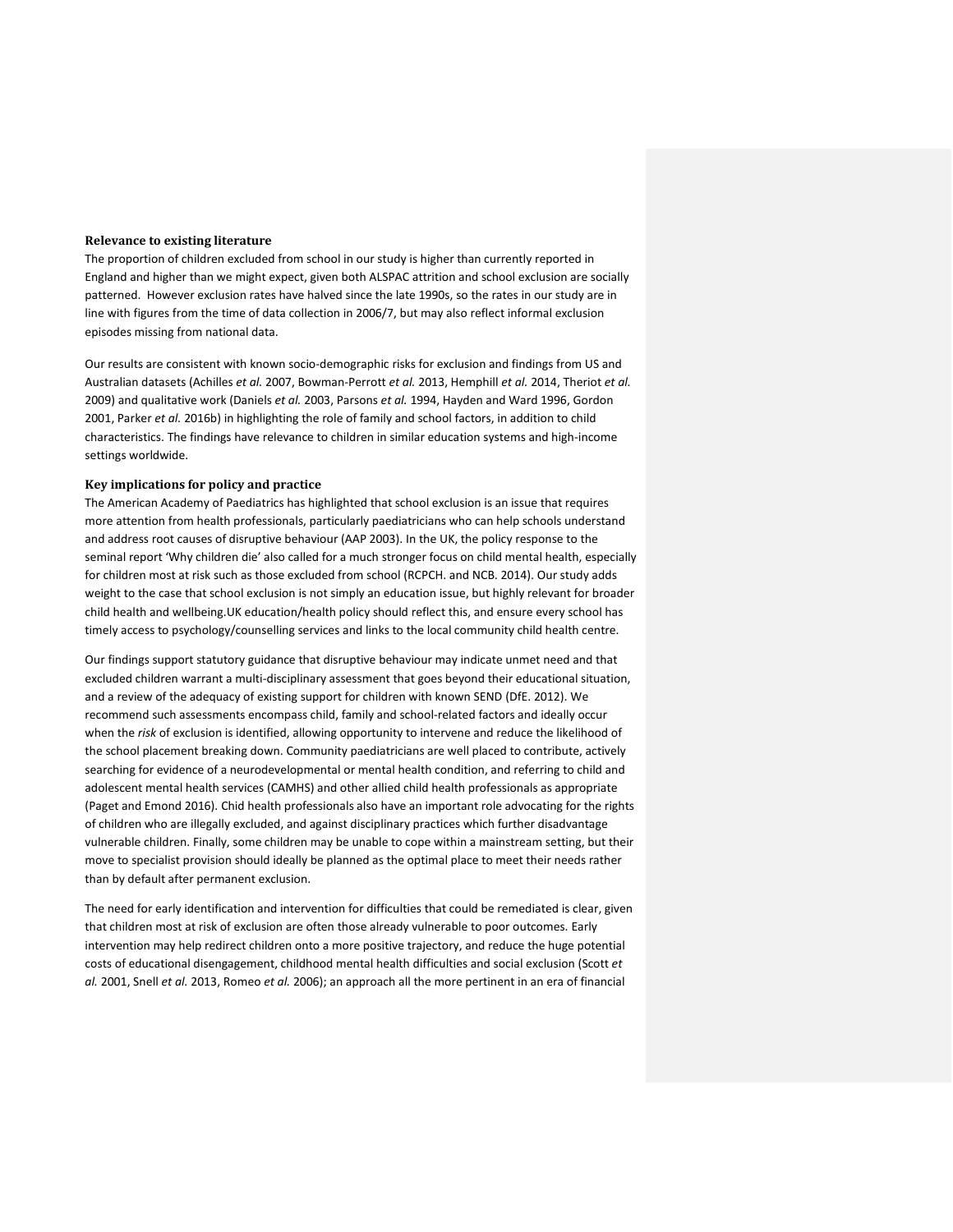**Relevance to existing literature**

The proportion of children excluded from school in our study is higher than currently reported in England and higher than we might expect, given both ALSPAC attrition and school exclusion are socially patterned. However exclusion rates have halved since the late 1990s, so the rates in our study are in line with figures from the time of data collection in 2006/7, but may also reflect informal exclusion episodes missing from national data.

Our results are consistent with known socio-demographic risks for exclusion and findings from US and Australian datasets (Achilles *et al.* 2007, Bowman-Perrott *et al.* 2013, Hemphill *et al.* 2014, Theriot *et al.* 2009) and qualitative work (Daniels *et al.* 2003, Parsons *et al.* 1994, Hayden and Ward 1996, Gordon 2001, Parker *et al.* 2016b) in highlighting the role of family and school factors, in addition to child characteristics. The findings have relevance to children in similar education systems and high-income settings worldwide.

**Key implications for policy and practice**

The American Academy of Paediatrics has highlighted that school exclusion is an issue that requires more attention from health professionals, particularly paediatricians who can help schools understand and address root causes of disruptive behaviour (AAP 2003). In the UK, the policy response to the seminal report 'Why children die' also called for a much stronger focus on child mental health, especially for children most at risk such as those excluded from school (RCPCH. and NCB. 2014). Our study adds weight to the case that school exclusion is not simply an education issue, but highly relevant for broader child health and wellbeing.UK education/health policy should reflect this, and ensure every school has timely access to psychology/counselling services and links to the local community child health centre.

Our findings support statutory guidance that disruptive behaviour may indicate unmet need and that excluded children warrant a multi-disciplinary assessment that goes beyond their educational situation, and a review of the adequacy of existing support for children with known SEND (DfE. 2012). We recommend such assessments encompass child, family and school-related factors and ideally occur when the *risk* of exclusion is identified, allowing opportunity to intervene and reduce the likelihood of the school placement breaking down. Community paediatricians are well placed to contribute, actively searching for evidence of a neurodevelopmental or mental health condition, and referring to child and adolescent mental health services (CAMHS) and other allied child health professionals as appropriate (Paget and Emond 2016). Chid health professionals also have an important role advocating for the rights of children who are illegally excluded, and against disciplinary practices which further disadvantage vulnerable children. Finally, some children may be unable to cope within a mainstream setting, but their move to specialist provision should ideally be planned as the optimal place to meet their needs rather than by default after permanent exclusion.

The need for early identification and intervention for difficulties that could be remediated is clear, given that children most at risk of exclusion are often those already vulnerable to poor outcomes. Early intervention may help redirect children onto a more positive trajectory, and reduce the huge potential costs of educational disengagement, childhood mental health difficulties and social exclusion (Scott *et al.* 2001, Snell *et al.* 2013, Romeo *et al.* 2006); an approach all the more pertinent in an era of financial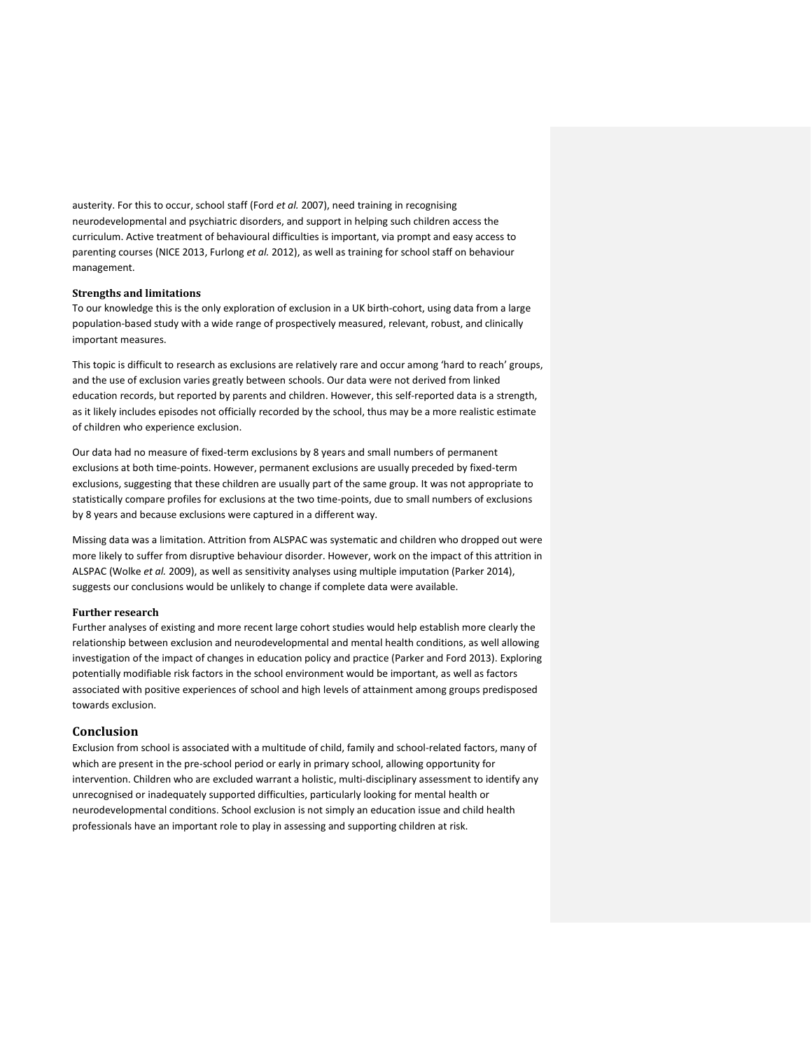austerity. For this to occur, school staff (Ford *et al.* 2007), need training in recognising neurodevelopmental and psychiatric disorders, and support in helping such children access the curriculum. Active treatment of behavioural difficulties is important, via prompt and easy access to parenting courses (NICE 2013, Furlong *et al.* 2012), as well as training for school staff on behaviour management.

### Strengths and limitations

To our knowledge this is the only exploration of exclusion in a UK birth-cohort, using data from a large population-based study with a wide range of prospectively measured, relevant, robust, and clinically important measures.

This topic is difficult to research as exclusions are relatively rare and occur among 'hard to reach' groups, and the use of exclusion varies greatly between schools. Our data were not derived from linked education records, but reported by parents and children. However, this self-reported data is a strength, as it likely includes episodes not officially recorded by the school, thus may be a more realistic estimate of children who experience exclusion.

Our data had no measure of fixed-term exclusions by 8 years and small numbers of permanent exclusions at both time-points. However, permanent exclusions are usually preceded by fixed-term exclusions, suggesting that these children are usually part of the same group. It was not appropriate to statistically compare profiles for exclusions at the two time-points, due to small numbers of exclusions by 8 years and because exclusions were captured in a different way.

Missing data was a limitation. Attrition from ALSPAC was systematic and children who dropped out were more likely to suffer from disruptive behaviour disorder. However, work on the impact of this attrition in ALSPAC (Wolke *et al.* 2009), as well as sensitivity analyses using multiple imputation (Parker 2014), suggests our conclusions would be unlikely to change if complete data were available.

### Further research

Further analyses of existing and more recent large cohort studies would help establish more clearly the relationship between exclusion and neurodevelopmental and mental health conditions, as well allowing investigation of the impact of changes in education policy and practice (Parker and Ford 2013). Exploring potentially modifiable risk factors in the school environment would be important, as well as factors associated with positive experiences of school and high levels of attainment among groups predisposed towards exclusion.

## Conclusion

Exclusion from school is associated with a multitude of child, family and school-related factors, many of which are present in the pre-school period or early in primary school, allowing opportunity for intervention. Children who are excluded warrant a holistic, multi-disciplinary assessment to identify any unrecognised or inadequately supported difficulties, particularly looking for mental health or neurodevelopmental conditions. School exclusion is not simply an education issue and child health professionals have an important role to play in assessing and supporting children at risk.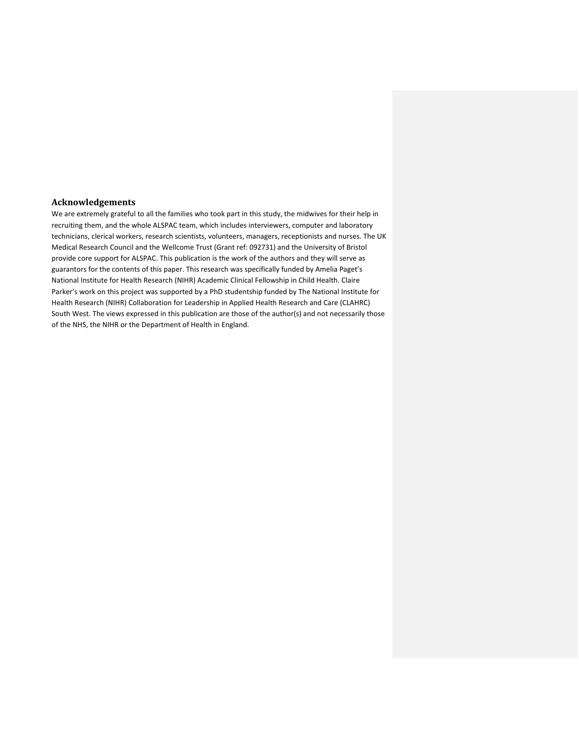## Acknowledgements

We are extremely grateful to all the families who took part in this study, the midwives for their help in recruiting them, and the whole ALSPAC team, which includes interviewers, computer and laboratory technicians, clerical workers, research scientists, volunteers, managers, receptionists and nurses. The UK Medical Research Council and the Wellcome Trust (Grant ref: 092731) and the University of Bristol provide core support for ALSPAC. This publication is the work of the authors and they will serve as guarantors for the contents of this paper. This research was specifically funded by Amelia Paget's National Institute for Health Research (NIHR) Academic Clinical Fellowship in Child Health. Claire Parker's work on this project was supported by a PhD studentship funded by The National Institute for Health Research (NIHR) Collaboration for Leadership in Applied Health Research and Care (CLAHRC) South West. The views expressed in this publication are those of the author(s) and not necessarily those of the NHS, the NIHR or the Department of Health in England.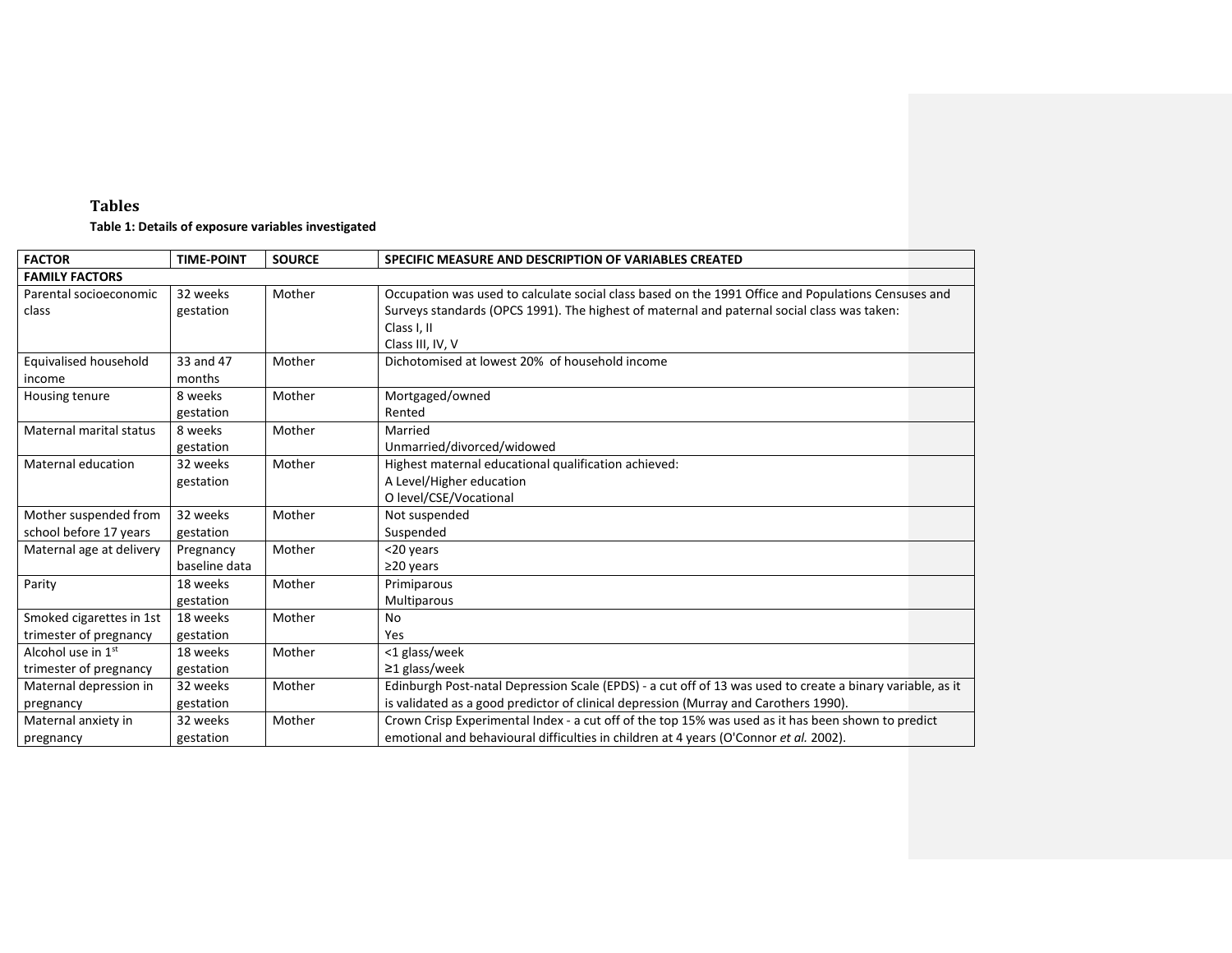## Tables

**Table 1: Details of exposure variables investigated**

| FACTOR | TIME-POINT | SOURCE | SPECIFIC MEASURE AND DESCRIPTION OF VARIABLES CREATED |
|---|---|---|---|
| **FAMILY FACTORS** | | | |
| Parental socioeconomic class | 32 weeks gestation | Mother | Occupation was used to calculate social class based on the 1991 Office and Populations Censuses and Surveys standards (OPCS 1991). The highest of maternal and paternal social class was taken:<br>Class I, II<br>Class III, IV, V |
| Equivalised household income | 33 and 47 months | Mother | Dichotomised at lowest 20% of household income |
| Housing tenure | 8 weeks gestation | Mother | Mortgaged/owned<br>Rented |
| Maternal marital status | 8 weeks gestation | Mother | Married<br>Unmarried/divorced/widowed |
| Maternal education | 32 weeks gestation | Mother | Highest maternal educational qualification achieved:<br>A Level/Higher education<br>O level/CSE/Vocational |
| Mother suspended from school before 17 years | 32 weeks gestation | Mother | Not suspended<br>Suspended |
| Maternal age at delivery | Pregnancy baseline data | Mother | <20 years<br>≥20 years |
| Parity | 18 weeks gestation | Mother | Primiparous<br>Multiparous |
| Smoked cigarettes in 1st trimester of pregnancy | 18 weeks gestation | Mother | No<br>Yes |
| Alcohol use in 1st trimester of pregnancy | 18 weeks gestation | Mother | <1 glass/week<br>≥1 glass/week |
| Maternal depression in pregnancy | 32 weeks gestation | Mother | Edinburgh Post-natal Depression Scale (EPDS) - a cut off of 13 was used to create a binary variable, as it is validated as a good predictor of clinical depression (Murray and Carothers 1990). |
| Maternal anxiety in pregnancy | 32 weeks gestation | Mother | Crown Crisp Experimental Index - a cut off of the top 15% was used as it has been shown to predict emotional and behavioural difficulties in children at 4 years (O'Connor *et al.* 2002). |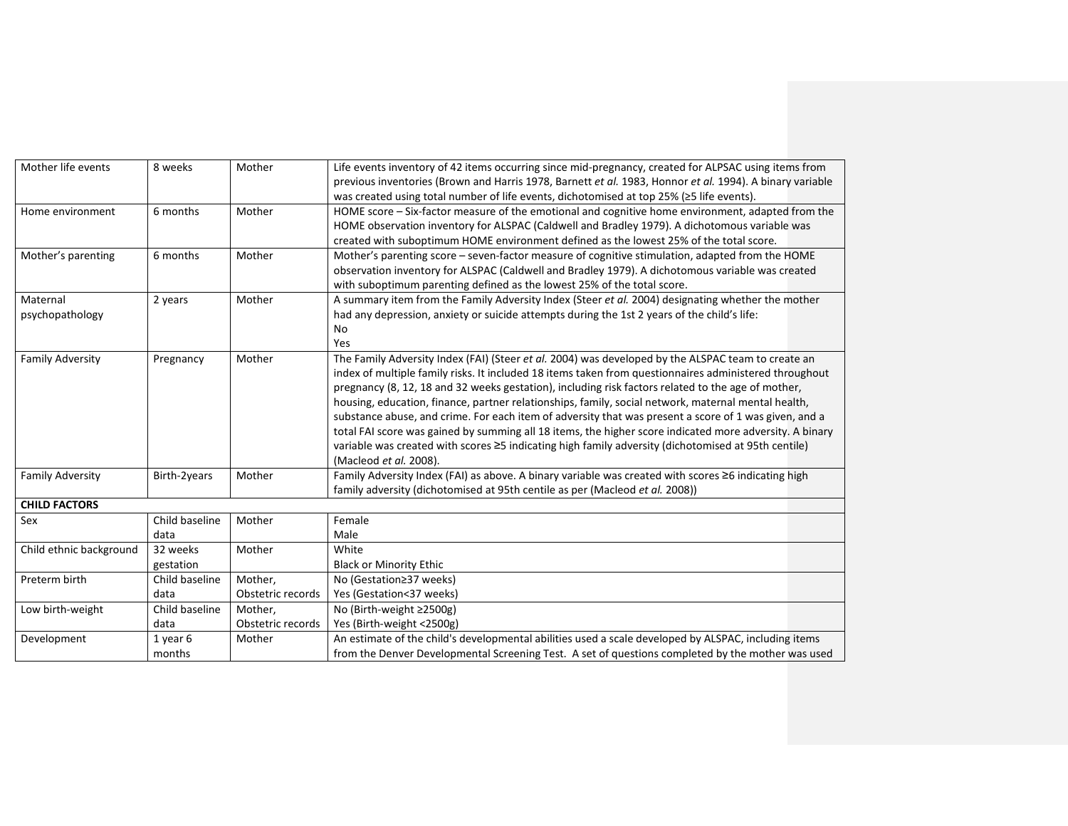| | | | |
|---|---|---|---|
| Mother life events | 8 weeks | Mother | Life events inventory of 42 items occurring since mid-pregnancy, created for ALPSAC using items from previous inventories (Brown and Harris 1978, Barnett *et al.* 1983, Honnor *et al.* 1994). A binary variable was created using total number of life events, dichotomised at top 25% (≥5 life events). |
| Home environment | 6 months | Mother | HOME score – Six-factor measure of the emotional and cognitive home environment, adapted from the HOME observation inventory for ALSPAC (Caldwell and Bradley 1979). A dichotomous variable was created with suboptimum HOME environment defined as the lowest 25% of the total score. |
| Mother's parenting | 6 months | Mother | Mother's parenting score – seven-factor measure of cognitive stimulation, adapted from the HOME observation inventory for ALSPAC (Caldwell and Bradley 1979). A dichotomous variable was created with suboptimum parenting defined as the lowest 25% of the total score. |
| Maternal psychopathology | 2 years | Mother | A summary item from the Family Adversity Index (Steer *et al.* 2004) designating whether the mother had any depression, anxiety or suicide attempts during the 1st 2 years of the child's life:<br>No<br>Yes |
| Family Adversity | Pregnancy | Mother | The Family Adversity Index (FAI) (Steer *et al.* 2004) was developed by the ALSPAC team to create an index of multiple family risks. It included 18 items taken from questionnaires administered throughout pregnancy (8, 12, 18 and 32 weeks gestation), including risk factors related to the age of mother, housing, education, finance, partner relationships, family, social network, maternal mental health, substance abuse, and crime. For each item of adversity that was present a score of 1 was given, and a total FAI score was gained by summing all 18 items, the higher score indicated more adversity. A binary variable was created with scores ≥5 indicating high family adversity (dichotomised at 95th centile) (Macleod *et al.* 2008). |
| Family Adversity | Birth-2years | Mother | Family Adversity Index (FAI) as above. A binary variable was created with scores ≥6 indicating high family adversity (dichotomised at 95th centile as per (Macleod *et al.* 2008)) |
| **CHILD FACTORS** | | | |
| Sex | Child baseline data | Mother | Female<br>Male |
| Child ethnic background | 32 weeks gestation | Mother | White<br>Black or Minority Ethic |
| Preterm birth | Child baseline data | Mother, Obstetric records | No (Gestation≥37 weeks)<br>Yes (Gestation<37 weeks) |
| Low birth-weight | Child baseline data | Mother, Obstetric records | No (Birth-weight ≥2500g)<br>Yes (Birth-weight <2500g) |
| Development | 1 year 6 months | Mother | An estimate of the child's developmental abilities used a scale developed by ALSPAC, including items from the Denver Developmental Screening Test. A set of questions completed by the mother was used |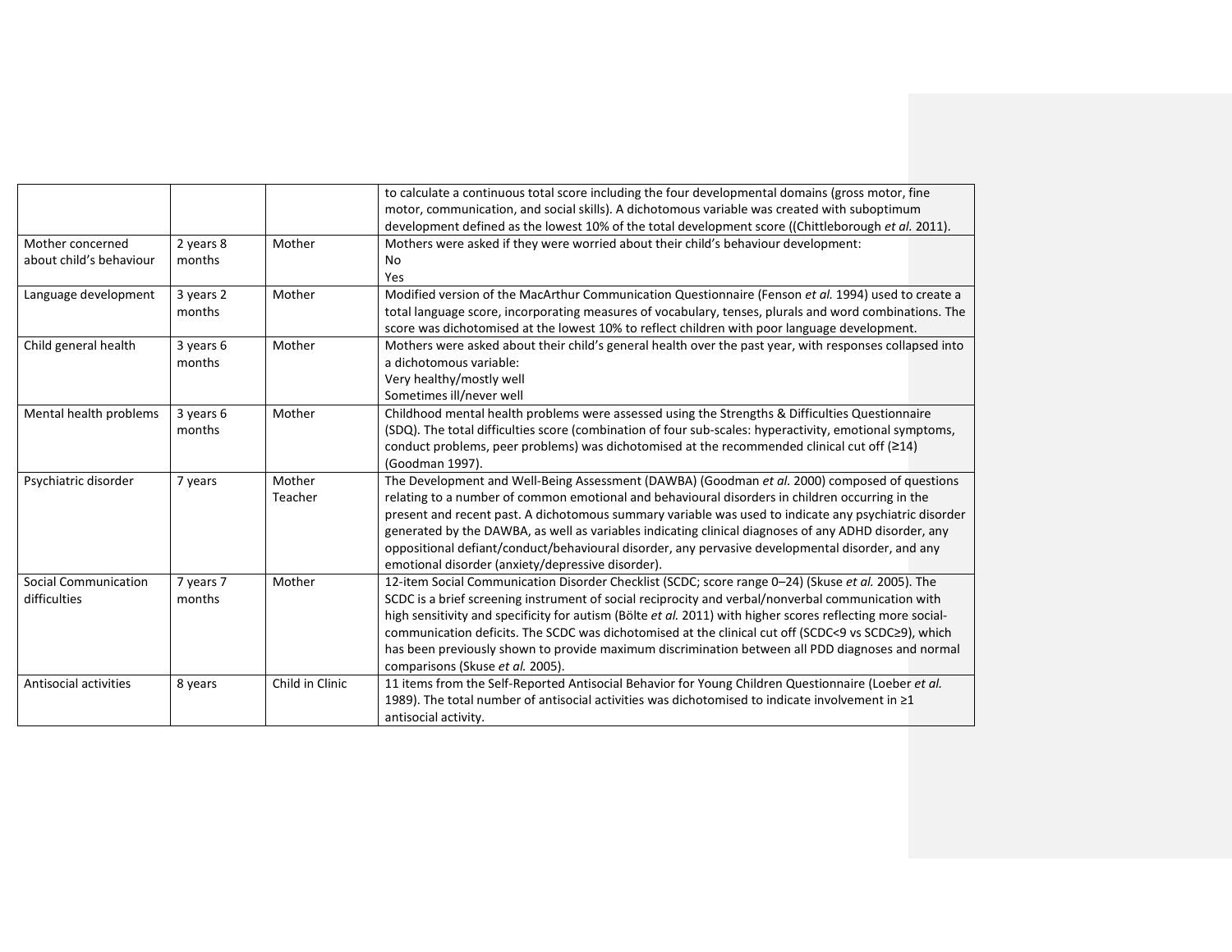| | | | |
|---|---|---|---|
| | | | to calculate a continuous total score including the four developmental domains (gross motor, fine motor, communication, and social skills). A dichotomous variable was created with suboptimum development defined as the lowest 10% of the total development score ((Chittleborough *et al.* 2011). |
| Mother concerned about child's behaviour | 2 years 8 months | Mother | Mothers were asked if they were worried about their child's behaviour development:<br>No<br>Yes |
| Language development | 3 years 2 months | Mother | Modified version of the MacArthur Communication Questionnaire (Fenson *et al.* 1994) used to create a total language score, incorporating measures of vocabulary, tenses, plurals and word combinations. The score was dichotomised at the lowest 10% to reflect children with poor language development. |
| Child general health | 3 years 6 months | Mother | Mothers were asked about their child's general health over the past year, with responses collapsed into a dichotomous variable:<br>Very healthy/mostly well<br>Sometimes ill/never well |
| Mental health problems | 3 years 6 months | Mother | Childhood mental health problems were assessed using the Strengths & Difficulties Questionnaire (SDQ). The total difficulties score (combination of four sub-scales: hyperactivity, emotional symptoms, conduct problems, peer problems) was dichotomised at the recommended clinical cut off (≥14) (Goodman 1997). |
| Psychiatric disorder | 7 years | Mother<br>Teacher | The Development and Well-Being Assessment (DAWBA) (Goodman *et al.* 2000) composed of questions relating to a number of common emotional and behavioural disorders in children occurring in the present and recent past. A dichotomous summary variable was used to indicate any psychiatric disorder generated by the DAWBA, as well as variables indicating clinical diagnoses of any ADHD disorder, any oppositional defiant/conduct/behavioural disorder, any pervasive developmental disorder, and any emotional disorder (anxiety/depressive disorder). |
| Social Communication difficulties | 7 years 7 months | Mother | 12-item Social Communication Disorder Checklist (SCDC; score range 0–24) (Skuse *et al.* 2005). The SCDC is a brief screening instrument of social reciprocity and verbal/nonverbal communication with high sensitivity and specificity for autism (Bölte *et al.* 2011) with higher scores reflecting more social-communication deficits. The SCDC was dichotomised at the clinical cut off (SCDC<9 vs SCDC≥9), which has been previously shown to provide maximum discrimination between all PDD diagnoses and normal comparisons (Skuse *et al.* 2005). |
| Antisocial activities | 8 years | Child in Clinic | 11 items from the Self-Reported Antisocial Behavior for Young Children Questionnaire (Loeber *et al.* 1989). The total number of antisocial activities was dichotomised to indicate involvement in ≥1 antisocial activity. |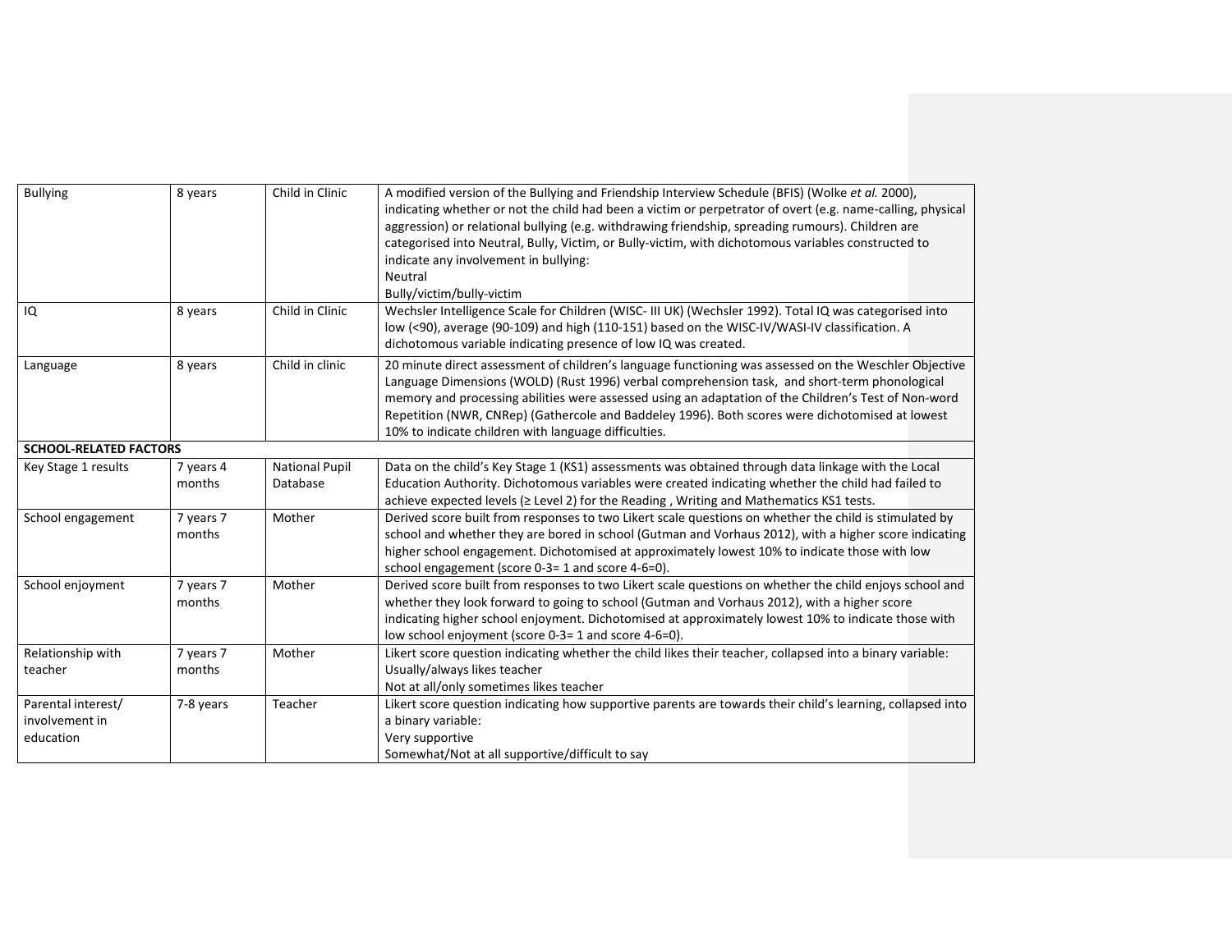| Bullying | 8 years | Child in Clinic | A modified version of the Bullying and Friendship Interview Schedule (BFIS) (Wolke *et al.* 2000), indicating whether or not the child had been a victim or perpetrator of overt (e.g. name-calling, physical aggression) or relational bullying (e.g. withdrawing friendship, spreading rumours). Children are categorised into Neutral, Bully, Victim, or Bully-victim, with dichotomous variables constructed to indicate any involvement in bullying:<br>Neutral<br>Bully/victim/bully-victim |
|---|---|---|---|
| IQ | 8 years | Child in Clinic | Wechsler Intelligence Scale for Children (WISC- III UK) (Wechsler 1992). Total IQ was categorised into low (<90), average (90-109) and high (110-151) based on the WISC-IV/WASI-IV classification. A dichotomous variable indicating presence of low IQ was created. |
| Language | 8 years | Child in clinic | 20 minute direct assessment of children's language functioning was assessed on the Weschler Objective Language Dimensions (WOLD) (Rust 1996) verbal comprehension task, and short-term phonological memory and processing abilities were assessed using an adaptation of the Children's Test of Non-word Repetition (NWR, CNRep) (Gathercole and Baddeley 1996). Both scores were dichotomised at lowest 10% to indicate children with language difficulties. |
| **SCHOOL-RELATED FACTORS** | | | |
| Key Stage 1 results | 7 years 4 months | National Pupil Database | Data on the child's Key Stage 1 (KS1) assessments was obtained through data linkage with the Local Education Authority. Dichotomous variables were created indicating whether the child had failed to achieve expected levels (≥ Level 2) for the Reading , Writing and Mathematics KS1 tests. |
| School engagement | 7 years 7 months | Mother | Derived score built from responses to two Likert scale questions on whether the child is stimulated by school and whether they are bored in school (Gutman and Vorhaus 2012), with a higher score indicating higher school engagement. Dichotomised at approximately lowest 10% to indicate those with low school engagement (score 0-3= 1 and score 4-6=0). |
| School enjoyment | 7 years 7 months | Mother | Derived score built from responses to two Likert scale questions on whether the child enjoys school and whether they look forward to going to school (Gutman and Vorhaus 2012), with a higher score indicating higher school enjoyment. Dichotomised at approximately lowest 10% to indicate those with low school enjoyment (score 0-3= 1 and score 4-6=0). |
| Relationship with teacher | 7 years 7 months | Mother | Likert score question indicating whether the child likes their teacher, collapsed into a binary variable:<br>Usually/always likes teacher<br>Not at all/only sometimes likes teacher |
| Parental interest/ involvement in education | 7-8 years | Teacher | Likert score question indicating how supportive parents are towards their child's learning, collapsed into a binary variable:<br>Very supportive<br>Somewhat/Not at all supportive/difficult to say |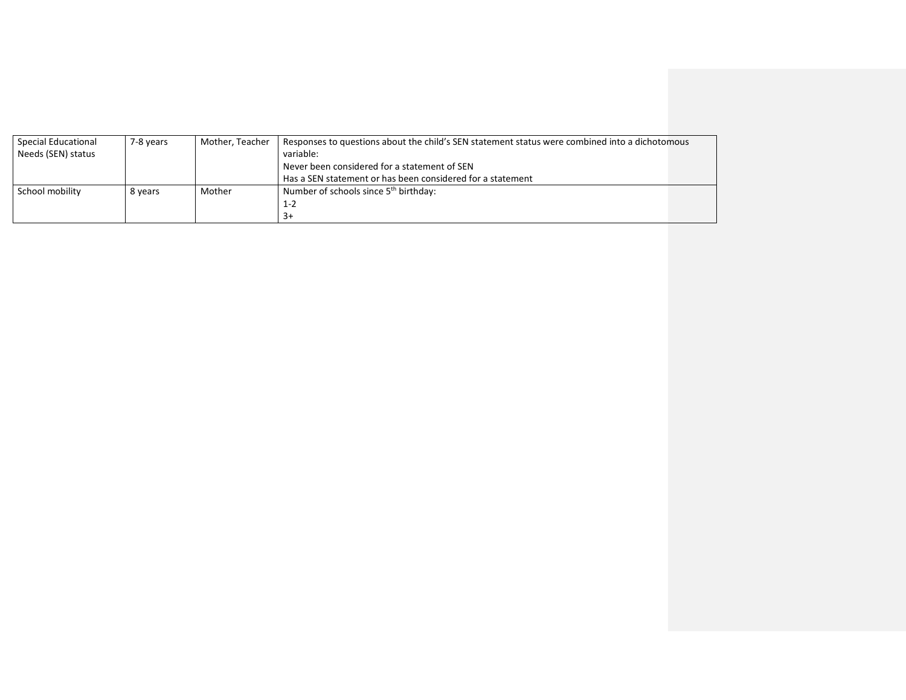| Special Educational Needs (SEN) status | 7-8 years | Mother, Teacher | Responses to questions about the child's SEN statement status were combined into a dichotomous variable:<br>Never been considered for a statement of SEN<br>Has a SEN statement or has been considered for a statement |
|---|---|---|---|
| School mobility | 8 years | Mother | Number of schools since 5th birthday:<br>1-2<br>3+ |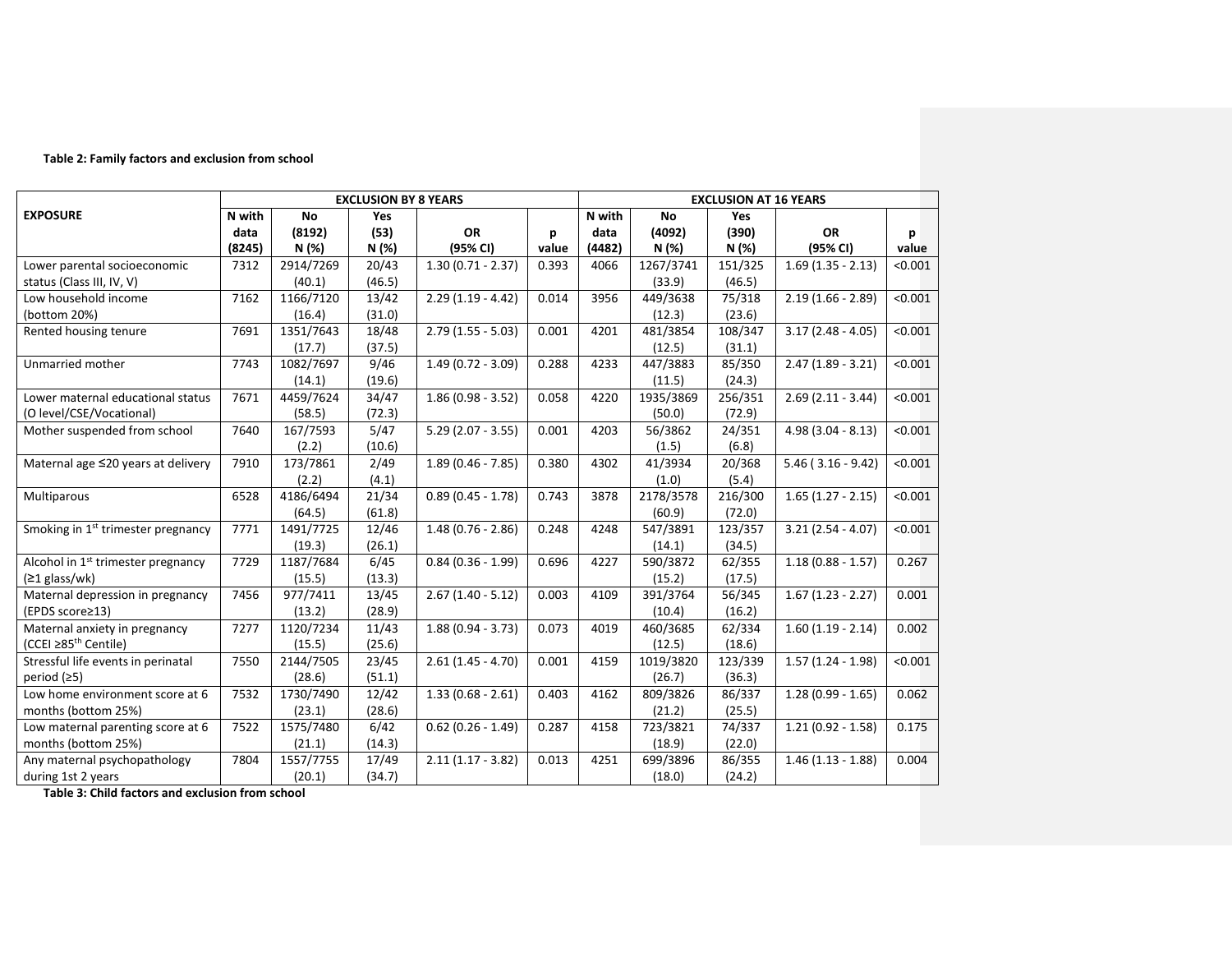**Table 2: Family factors and exclusion from school**

| EXPOSURE | EXCLUSION BY 8 YEARS | | | | | EXCLUSION AT 16 YEARS | | | | |
|---|---|---|---|---|---|---|---|---|---|---|
| | N with data (8245) | No (8192) N (%) | Yes (53) N (%) | OR (95% CI) | p value | N with data (4482) | No (4092) N (%) | Yes (390) N (%) | OR (95% CI) | p value |
| Lower parental socioeconomic status (Class III, IV, V) | 7312 | 2914/7269 (40.1) | 20/43 (46.5) | 1.30 (0.71 - 2.37) | 0.393 | 4066 | 1267/3741 (33.9) | 151/325 (46.5) | 1.69 (1.35 - 2.13) | <0.001 |
| Low household income (bottom 20%) | 7162 | 1166/7120 (16.4) | 13/42 (31.0) | 2.29 (1.19 - 4.42) | 0.014 | 3956 | 449/3638 (12.3) | 75/318 (23.6) | 2.19 (1.66 - 2.89) | <0.001 |
| Rented housing tenure | 7691 | 1351/7643 (17.7) | 18/48 (37.5) | 2.79 (1.55 - 5.03) | 0.001 | 4201 | 481/3854 (12.5) | 108/347 (31.1) | 3.17 (2.48 - 4.05) | <0.001 |
| Unmarried mother | 7743 | 1082/7697 (14.1) | 9/46 (19.6) | 1.49 (0.72 - 3.09) | 0.288 | 4233 | 447/3883 (11.5) | 85/350 (24.3) | 2.47 (1.89 - 3.21) | <0.001 |
| Lower maternal educational status (O level/CSE/Vocational) | 7671 | 4459/7624 (58.5) | 34/47 (72.3) | 1.86 (0.98 - 3.52) | 0.058 | 4220 | 1935/3869 (50.0) | 256/351 (72.9) | 2.69 (2.11 - 3.44) | <0.001 |
| Mother suspended from school | 7640 | 167/7593 (2.2) | 5/47 (10.6) | 5.29 (2.07 - 3.55) | 0.001 | 4203 | 56/3862 (1.5) | 24/351 (6.8) | 4.98 (3.04 - 8.13) | <0.001 |
| Maternal age ≤20 years at delivery | 7910 | 173/7861 (2.2) | 2/49 (4.1) | 1.89 (0.46 - 7.85) | 0.380 | 4302 | 41/3934 (1.0) | 20/368 (5.4) | 5.46 ( 3.16 - 9.42) | <0.001 |
| Multiparous | 6528 | 4186/6494 (64.5) | 21/34 (61.8) | 0.89 (0.45 - 1.78) | 0.743 | 3878 | 2178/3578 (60.9) | 216/300 (72.0) | 1.65 (1.27 - 2.15) | <0.001 |
| Smoking in 1st trimester pregnancy | 7771 | 1491/7725 (19.3) | 12/46 (26.1) | 1.48 (0.76 - 2.86) | 0.248 | 4248 | 547/3891 (14.1) | 123/357 (34.5) | 3.21 (2.54 - 4.07) | <0.001 |
| Alcohol in 1st trimester pregnancy (≥1 glass/wk) | 7729 | 1187/7684 (15.5) | 6/45 (13.3) | 0.84 (0.36 - 1.99) | 0.696 | 4227 | 590/3872 (15.2) | 62/355 (17.5) | 1.18 (0.88 - 1.57) | 0.267 |
| Maternal depression in pregnancy (EPDS score≥13) | 7456 | 977/7411 (13.2) | 13/45 (28.9) | 2.67 (1.40 - 5.12) | 0.003 | 4109 | 391/3764 (10.4) | 56/345 (16.2) | 1.67 (1.23 - 2.27) | 0.001 |
| Maternal anxiety in pregnancy (CCEI ≥85th Centile) | 7277 | 1120/7234 (15.5) | 11/43 (25.6) | 1.88 (0.94 - 3.73) | 0.073 | 4019 | 460/3685 (12.5) | 62/334 (18.6) | 1.60 (1.19 - 2.14) | 0.002 |
| Stressful life events in perinatal period (≥5) | 7550 | 2144/7505 (28.6) | 23/45 (51.1) | 2.61 (1.45 - 4.70) | 0.001 | 4159 | 1019/3820 (26.7) | 123/339 (36.3) | 1.57 (1.24 - 1.98) | <0.001 |
| Low home environment score at 6 months (bottom 25%) | 7532 | 1730/7490 (23.1) | 12/42 (28.6) | 1.33 (0.68 - 2.61) | 0.403 | 4162 | 809/3826 (21.2) | 86/337 (25.5) | 1.28 (0.99 - 1.65) | 0.062 |
| Low maternal parenting score at 6 months (bottom 25%) | 7522 | 1575/7480 (21.1) | 6/42 (14.3) | 0.62 (0.26 - 1.49) | 0.287 | 4158 | 723/3821 (18.9) | 74/337 (22.0) | 1.21 (0.92 - 1.58) | 0.175 |
| Any maternal psychopathology during 1st 2 years | 7804 | 1557/7755 (20.1) | 17/49 (34.7) | 2.11 (1.17 - 3.82) | 0.013 | 4251 | 699/3896 (18.0) | 86/355 (24.2) | 1.46 (1.13 - 1.88) | 0.004 |

**Table 3: Child factors and exclusion from school**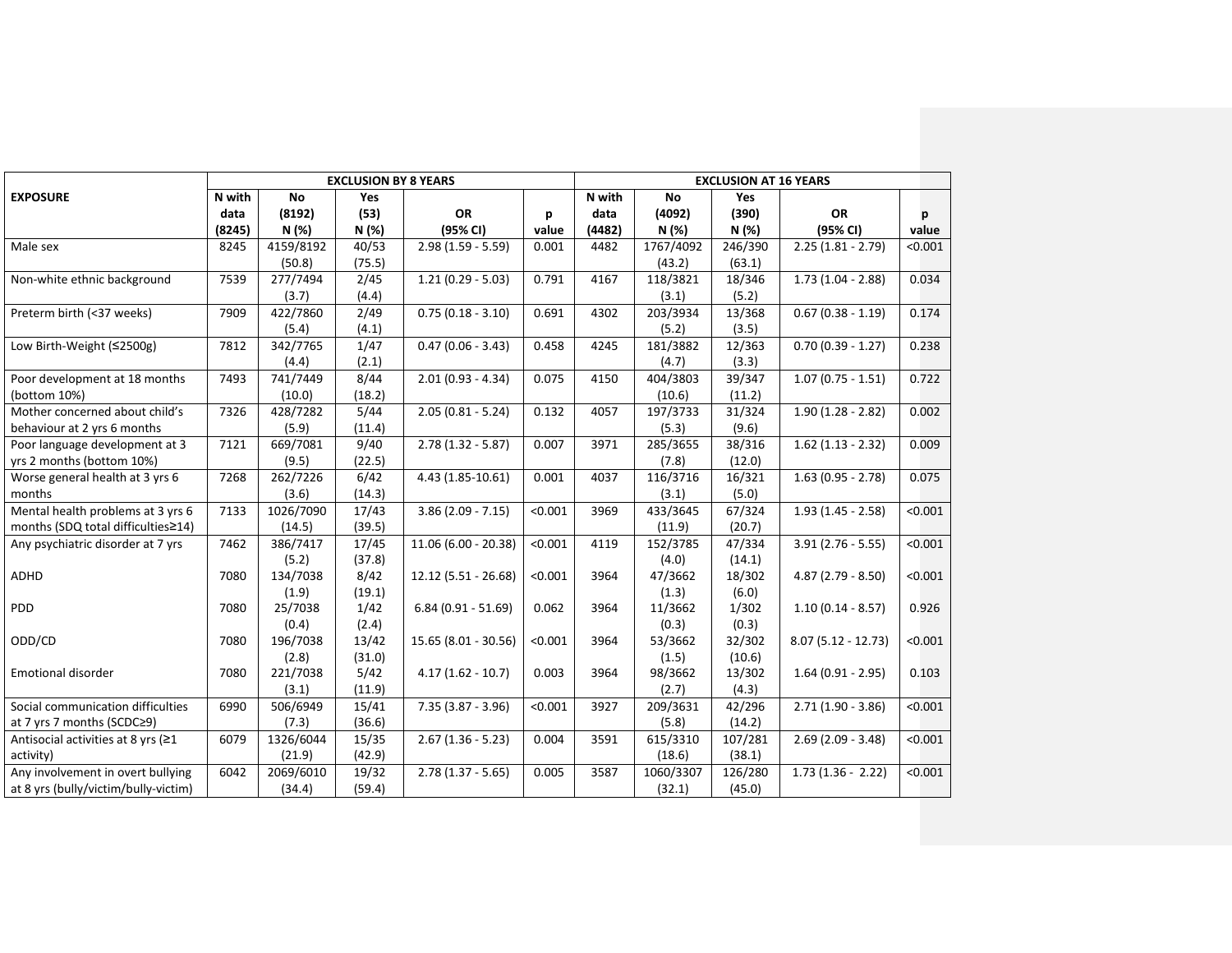| EXPOSURE | EXCLUSION BY 8 YEARS | | | | | EXCLUSION AT 16 YEARS | | | | |
|---|---|---|---|---|---|---|---|---|---|---|
| | N with data (8245) | No (8192) N (%) | Yes (53) N (%) | OR (95% CI) | p value | N with data (4482) | No (4092) N (%) | Yes (390) N (%) | OR (95% CI) | p value |
| Male sex | 8245 | 4159/8192 (50.8) | 40/53 (75.5) | 2.98 (1.59 - 5.59) | 0.001 | 4482 | 1767/4092 (43.2) | 246/390 (63.1) | 2.25 (1.81 - 2.79) | <0.001 |
| Non-white ethnic background | 7539 | 277/7494 (3.7) | 2/45 (4.4) | 1.21 (0.29 - 5.03) | 0.791 | 4167 | 118/3821 (3.1) | 18/346 (5.2) | 1.73 (1.04 - 2.88) | 0.034 |
| Preterm birth (<37 weeks) | 7909 | 422/7860 (5.4) | 2/49 (4.1) | 0.75 (0.18 - 3.10) | 0.691 | 4302 | 203/3934 (5.2) | 13/368 (3.5) | 0.67 (0.38 - 1.19) | 0.174 |
| Low Birth-Weight (≤2500g) | 7812 | 342/7765 (4.4) | 1/47 (2.1) | 0.47 (0.06 - 3.43) | 0.458 | 4245 | 181/3882 (4.7) | 12/363 (3.3) | 0.70 (0.39 - 1.27) | 0.238 |
| Poor development at 18 months (bottom 10%) | 7493 | 741/7449 (10.0) | 8/44 (18.2) | 2.01 (0.93 - 4.34) | 0.075 | 4150 | 404/3803 (10.6) | 39/347 (11.2) | 1.07 (0.75 - 1.51) | 0.722 |
| Mother concerned about child's behaviour at 2 yrs 6 months | 7326 | 428/7282 (5.9) | 5/44 (11.4) | 2.05 (0.81 - 5.24) | 0.132 | 4057 | 197/3733 (5.3) | 31/324 (9.6) | 1.90 (1.28 - 2.82) | 0.002 |
| Poor language development at 3 yrs 2 months (bottom 10%) | 7121 | 669/7081 (9.5) | 9/40 (22.5) | 2.78 (1.32 - 5.87) | 0.007 | 3971 | 285/3655 (7.8) | 38/316 (12.0) | 1.62 (1.13 - 2.32) | 0.009 |
| Worse general health at 3 yrs 6 months | 7268 | 262/7226 (3.6) | 6/42 (14.3) | 4.43 (1.85-10.61) | 0.001 | 4037 | 116/3716 (3.1) | 16/321 (5.0) | 1.63 (0.95 - 2.78) | 0.075 |
| Mental health problems at 3 yrs 6 months (SDQ total difficulties≥14) | 7133 | 1026/7090 (14.5) | 17/43 (39.5) | 3.86 (2.09 - 7.15) | <0.001 | 3969 | 433/3645 (11.9) | 67/324 (20.7) | 1.93 (1.45 - 2.58) | <0.001 |
| Any psychiatric disorder at 7 yrs | 7462 | 386/7417 (5.2) | 17/45 (37.8) | 11.06 (6.00 - 20.38) | <0.001 | 4119 | 152/3785 (4.0) | 47/334 (14.1) | 3.91 (2.76 - 5.55) | <0.001 |
| ADHD | 7080 | 134/7038 (1.9) | 8/42 (19.1) | 12.12 (5.51 - 26.68) | <0.001 | 3964 | 47/3662 (1.3) | 18/302 (6.0) | 4.87 (2.79 - 8.50) | <0.001 |
| PDD | 7080 | 25/7038 (0.4) | 1/42 (2.4) | 6.84 (0.91 - 51.69) | 0.062 | 3964 | 11/3662 (0.3) | 1/302 (0.3) | 1.10 (0.14 - 8.57) | 0.926 |
| ODD/CD | 7080 | 196/7038 (2.8) | 13/42 (31.0) | 15.65 (8.01 - 30.56) | <0.001 | 3964 | 53/3662 (1.5) | 32/302 (10.6) | 8.07 (5.12 - 12.73) | <0.001 |
| Emotional disorder | 7080 | 221/7038 (3.1) | 5/42 (11.9) | 4.17 (1.62 - 10.7) | 0.003 | 3964 | 98/3662 (2.7) | 13/302 (4.3) | 1.64 (0.91 - 2.95) | 0.103 |
| Social communication difficulties at 7 yrs 7 months (SCDC≥9) | 6990 | 506/6949 (7.3) | 15/41 (36.6) | 7.35 (3.87 - 3.96) | <0.001 | 3927 | 209/3631 (5.8) | 42/296 (14.2) | 2.71 (1.90 - 3.86) | <0.001 |
| Antisocial activities at 8 yrs (≥1 activity) | 6079 | 1326/6044 (21.9) | 15/35 (42.9) | 2.67 (1.36 - 5.23) | 0.004 | 3591 | 615/3310 (18.6) | 107/281 (38.1) | 2.69 (2.09 - 3.48) | <0.001 |
| Any involvement in overt bullying at 8 yrs (bully/victim/bully-victim) | 6042 | 2069/6010 (34.4) | 19/32 (59.4) | 2.78 (1.37 - 5.65) | 0.005 | 3587 | 1060/3307 (32.1) | 126/280 (45.0) | 1.73 (1.36 - 2.22) | <0.001 |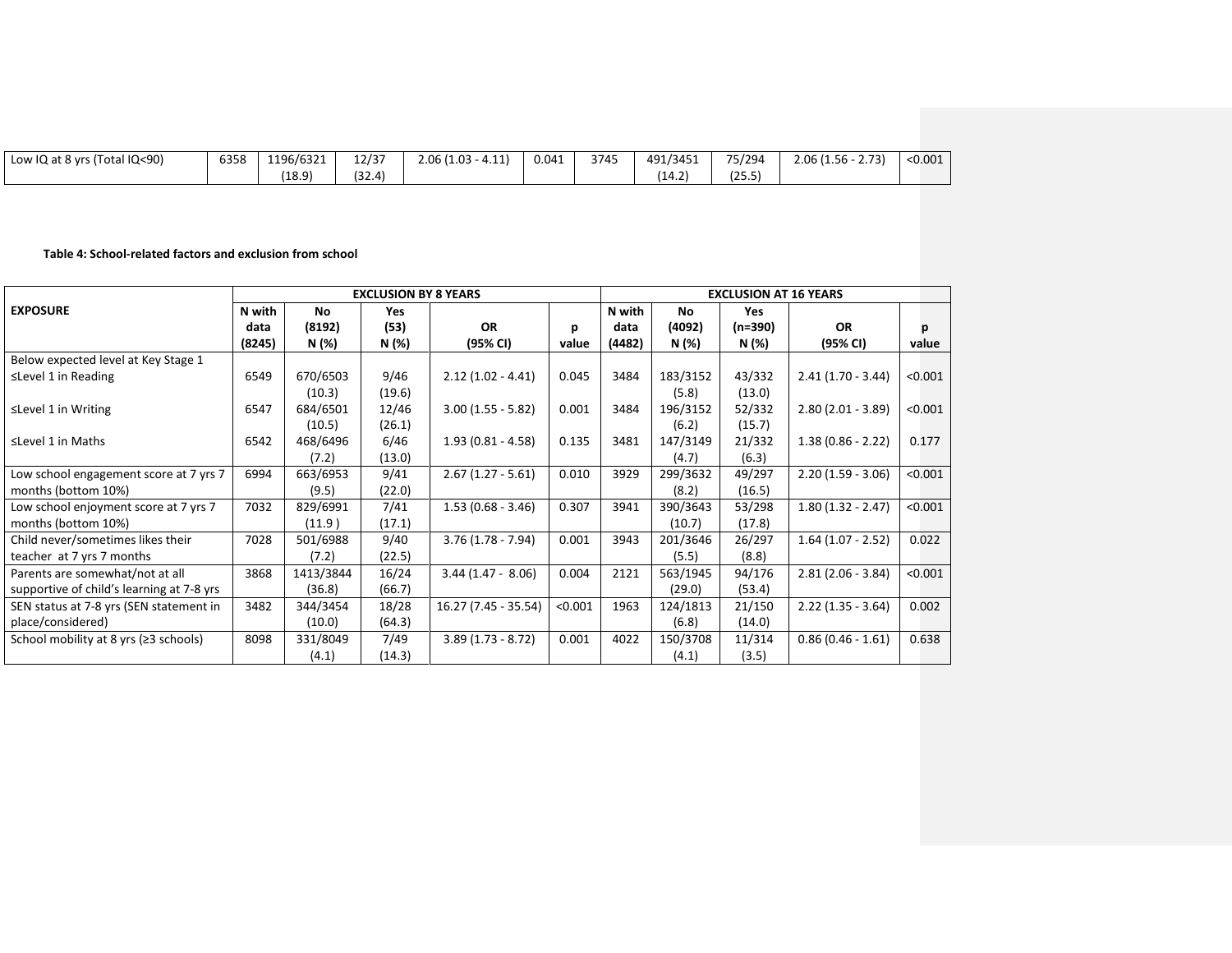| Low IQ at 8 yrs (Total IQ<90) | 6358 | 1196/6321 (18.9) | 12/37 (32.4) | 2.06 (1.03 - 4.11) | 0.041 | 3745 | 491/3451 (14.2) | 75/294 (25.5) | 2.06 (1.56 - 2.73) | <0.001 |
|---|---|---|---|---|---|---|---|---|---|---|

**Table 4: School-related factors and exclusion from school**

| EXPOSURE | EXCLUSION BY 8 YEARS | | | | | EXCLUSION AT 16 YEARS | | | | |
|---|---|---|---|---|---|---|---|---|---|---|
| | N with data (8245) | No (8192) N (%) | Yes (53) N (%) | OR (95% CI) | p value | N with data (4482) | No (4092) N (%) | Yes (n=390) N (%) | OR (95% CI) | p value |
| Below expected level at Key Stage 1 | | | | | | | | | | |
| ≤Level 1 in Reading | 6549 | 670/6503 (10.3) | 9/46 (19.6) | 2.12 (1.02 - 4.41) | 0.045 | 3484 | 183/3152 (5.8) | 43/332 (13.0) | 2.41 (1.70 - 3.44) | <0.001 |
| ≤Level 1 in Writing | 6547 | 684/6501 (10.5) | 12/46 (26.1) | 3.00 (1.55 - 5.82) | 0.001 | 3484 | 196/3152 (6.2) | 52/332 (15.7) | 2.80 (2.01 - 3.89) | <0.001 |
| ≤Level 1 in Maths | 6542 | 468/6496 (7.2) | 6/46 (13.0) | 1.93 (0.81 - 4.58) | 0.135 | 3481 | 147/3149 (4.7) | 21/332 (6.3) | 1.38 (0.86 - 2.22) | 0.177 |
| Low school engagement score at 7 yrs 7 months (bottom 10%) | 6994 | 663/6953 (9.5) | 9/41 (22.0) | 2.67 (1.27 - 5.61) | 0.010 | 3929 | 299/3632 (8.2) | 49/297 (16.5) | 2.20 (1.59 - 3.06) | <0.001 |
| Low school enjoyment score at 7 yrs 7 months (bottom 10%) | 7032 | 829/6991 (11.9 ) | 7/41 (17.1) | 1.53 (0.68 - 3.46) | 0.307 | 3941 | 390/3643 (10.7) | 53/298 (17.8) | 1.80 (1.32 - 2.47) | <0.001 |
| Child never/sometimes likes their teacher at 7 yrs 7 months | 7028 | 501/6988 (7.2) | 9/40 (22.5) | 3.76 (1.78 - 7.94) | 0.001 | 3943 | 201/3646 (5.5) | 26/297 (8.8) | 1.64 (1.07 - 2.52) | 0.022 |
| Parents are somewhat/not at all supportive of child's learning at 7-8 yrs | 3868 | 1413/3844 (36.8) | 16/24 (66.7) | 3.44 (1.47 - 8.06) | 0.004 | 2121 | 563/1945 (29.0) | 94/176 (53.4) | 2.81 (2.06 - 3.84) | <0.001 |
| SEN status at 7-8 yrs (SEN statement in place/considered) | 3482 | 344/3454 (10.0) | 18/28 (64.3) | 16.27 (7.45 - 35.54) | <0.001 | 1963 | 124/1813 (6.8) | 21/150 (14.0) | 2.22 (1.35 - 3.64) | 0.002 |
| School mobility at 8 yrs (≥3 schools) | 8098 | 331/8049 (4.1) | 7/49 (14.3) | 3.89 (1.73 - 8.72) | 0.001 | 4022 | 150/3708 (4.1) | 11/314 (3.5) | 0.86 (0.46 - 1.61) | 0.638 |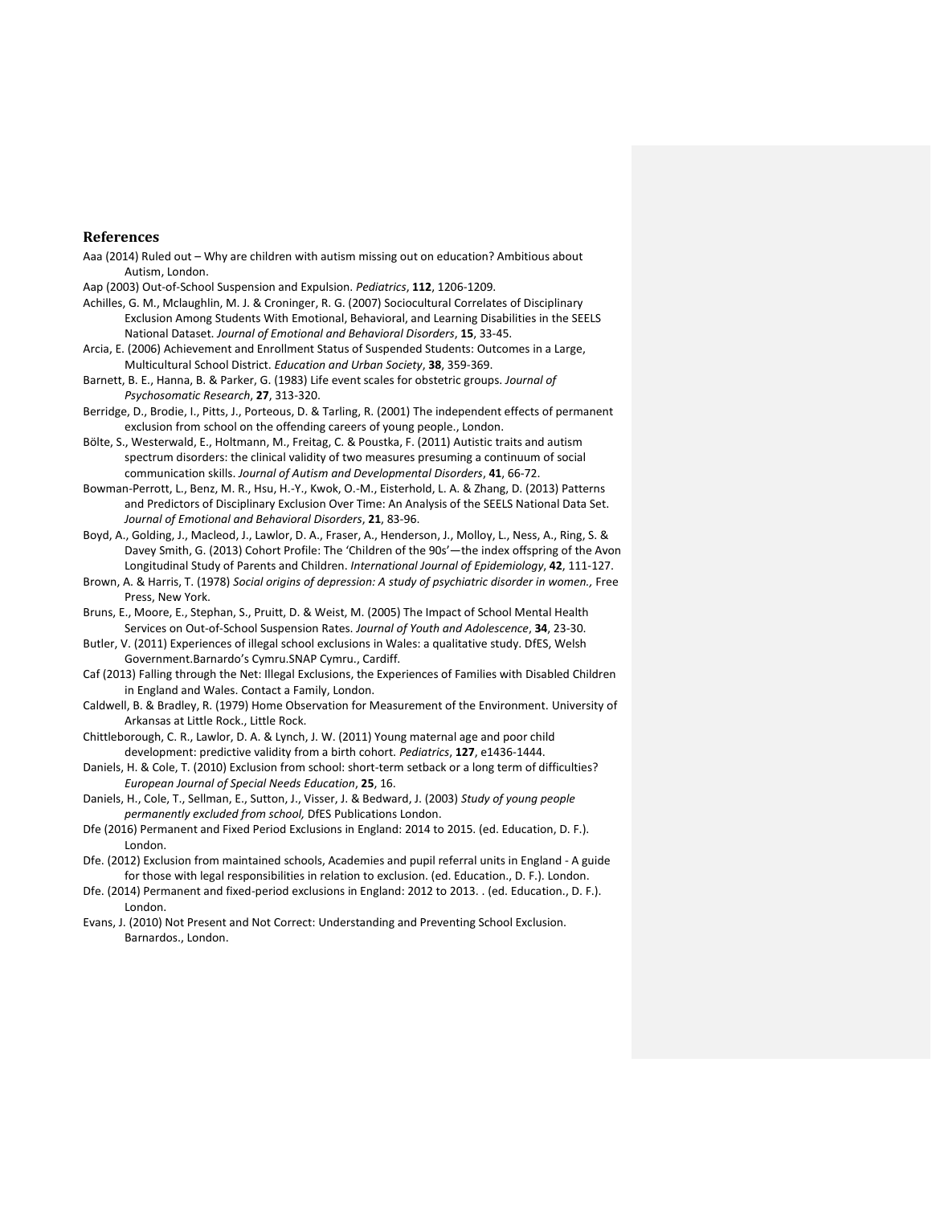## References

Aaa (2014) Ruled out – Why are children with autism missing out on education? Ambitious about Autism, London.

Aap (2003) Out-of-School Suspension and Expulsion. *Pediatrics*, **112**, 1206-1209.

Achilles, G. M., Mclaughlin, M. J. & Croninger, R. G. (2007) Sociocultural Correlates of Disciplinary Exclusion Among Students With Emotional, Behavioral, and Learning Disabilities in the SEELS National Dataset. *Journal of Emotional and Behavioral Disorders*, **15**, 33-45.

Arcia, E. (2006) Achievement and Enrollment Status of Suspended Students: Outcomes in a Large, Multicultural School District. *Education and Urban Society*, **38**, 359-369.

Barnett, B. E., Hanna, B. & Parker, G. (1983) Life event scales for obstetric groups. *Journal of Psychosomatic Research*, **27**, 313-320.

Berridge, D., Brodie, I., Pitts, J., Porteous, D. & Tarling, R. (2001) The independent effects of permanent exclusion from school on the offending careers of young people., London.

Bölte, S., Westerwald, E., Holtmann, M., Freitag, C. & Poustka, F. (2011) Autistic traits and autism spectrum disorders: the clinical validity of two measures presuming a continuum of social communication skills. *Journal of Autism and Developmental Disorders*, **41**, 66-72.

Bowman-Perrott, L., Benz, M. R., Hsu, H.-Y., Kwok, O.-M., Eisterhold, L. A. & Zhang, D. (2013) Patterns and Predictors of Disciplinary Exclusion Over Time: An Analysis of the SEELS National Data Set. *Journal of Emotional and Behavioral Disorders*, **21**, 83-96.

Boyd, A., Golding, J., Macleod, J., Lawlor, D. A., Fraser, A., Henderson, J., Molloy, L., Ness, A., Ring, S. & Davey Smith, G. (2013) Cohort Profile: The 'Children of the 90s'—the index offspring of the Avon Longitudinal Study of Parents and Children. *International Journal of Epidemiology*, **42**, 111-127.

Brown, A. & Harris, T. (1978) *Social origins of depression: A study of psychiatric disorder in women.,* Free Press, New York.

Bruns, E., Moore, E., Stephan, S., Pruitt, D. & Weist, M. (2005) The Impact of School Mental Health Services on Out-of-School Suspension Rates. *Journal of Youth and Adolescence*, **34**, 23-30.

Butler, V. (2011) Experiences of illegal school exclusions in Wales: a qualitative study. DfES, Welsh Government.Barnardo's Cymru.SNAP Cymru., Cardiff.

Caf (2013) Falling through the Net: Illegal Exclusions, the Experiences of Families with Disabled Children in England and Wales. Contact a Family, London.

Caldwell, B. & Bradley, R. (1979) Home Observation for Measurement of the Environment. University of Arkansas at Little Rock., Little Rock.

Chittleborough, C. R., Lawlor, D. A. & Lynch, J. W. (2011) Young maternal age and poor child development: predictive validity from a birth cohort. *Pediatrics*, **127**, e1436-1444.

Daniels, H. & Cole, T. (2010) Exclusion from school: short-term setback or a long term of difficulties? *European Journal of Special Needs Education*, **25**, 16.

Daniels, H., Cole, T., Sellman, E., Sutton, J., Visser, J. & Bedward, J. (2003) *Study of young people permanently excluded from school,* DfES Publications London.

Dfe (2016) Permanent and Fixed Period Exclusions in England: 2014 to 2015. (ed. Education, D. F.). London.

Dfe. (2012) Exclusion from maintained schools, Academies and pupil referral units in England - A guide for those with legal responsibilities in relation to exclusion. (ed. Education., D. F.). London.

Dfe. (2014) Permanent and fixed-period exclusions in England: 2012 to 2013. . (ed. Education., D. F.). London.

Evans, J. (2010) Not Present and Not Correct: Understanding and Preventing School Exclusion. Barnardos., London.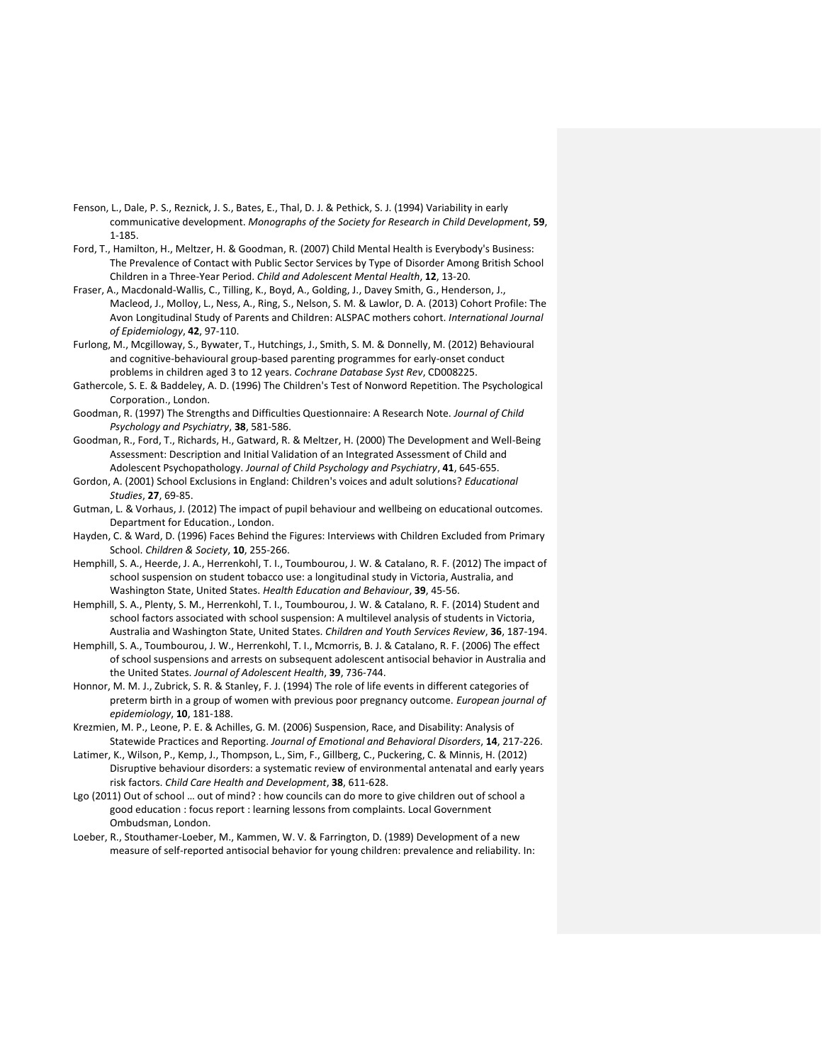Fenson, L., Dale, P. S., Reznick, J. S., Bates, E., Thal, D. J. & Pethick, S. J. (1994) Variability in early communicative development. *Monographs of the Society for Research in Child Development*, **59**, 1-185.

Ford, T., Hamilton, H., Meltzer, H. & Goodman, R. (2007) Child Mental Health is Everybody's Business: The Prevalence of Contact with Public Sector Services by Type of Disorder Among British School Children in a Three-Year Period. *Child and Adolescent Mental Health*, **12**, 13-20.

Fraser, A., Macdonald-Wallis, C., Tilling, K., Boyd, A., Golding, J., Davey Smith, G., Henderson, J., Macleod, J., Molloy, L., Ness, A., Ring, S., Nelson, S. M. & Lawlor, D. A. (2013) Cohort Profile: The Avon Longitudinal Study of Parents and Children: ALSPAC mothers cohort. *International Journal of Epidemiology*, **42**, 97-110.

Furlong, M., Mcgilloway, S., Bywater, T., Hutchings, J., Smith, S. M. & Donnelly, M. (2012) Behavioural and cognitive-behavioural group-based parenting programmes for early-onset conduct problems in children aged 3 to 12 years. *Cochrane Database Syst Rev*, CD008225.

Gathercole, S. E. & Baddeley, A. D. (1996) The Children's Test of Nonword Repetition. The Psychological Corporation., London.

Goodman, R. (1997) The Strengths and Difficulties Questionnaire: A Research Note. *Journal of Child Psychology and Psychiatry*, **38**, 581-586.

Goodman, R., Ford, T., Richards, H., Gatward, R. & Meltzer, H. (2000) The Development and Well-Being Assessment: Description and Initial Validation of an Integrated Assessment of Child and Adolescent Psychopathology. *Journal of Child Psychology and Psychiatry*, **41**, 645-655.

Gordon, A. (2001) School Exclusions in England: Children's voices and adult solutions? *Educational Studies*, **27**, 69-85.

Gutman, L. & Vorhaus, J. (2012) The impact of pupil behaviour and wellbeing on educational outcomes. Department for Education., London.

Hayden, C. & Ward, D. (1996) Faces Behind the Figures: Interviews with Children Excluded from Primary School. *Children & Society*, **10**, 255-266.

Hemphill, S. A., Heerde, J. A., Herrenkohl, T. I., Toumbourou, J. W. & Catalano, R. F. (2012) The impact of school suspension on student tobacco use: a longitudinal study in Victoria, Australia, and Washington State, United States. *Health Education and Behaviour*, **39**, 45-56.

Hemphill, S. A., Plenty, S. M., Herrenkohl, T. I., Toumbourou, J. W. & Catalano, R. F. (2014) Student and school factors associated with school suspension: A multilevel analysis of students in Victoria, Australia and Washington State, United States. *Children and Youth Services Review*, **36**, 187-194.

Hemphill, S. A., Toumbourou, J. W., Herrenkohl, T. I., Mcmorris, B. J. & Catalano, R. F. (2006) The effect of school suspensions and arrests on subsequent adolescent antisocial behavior in Australia and the United States. *Journal of Adolescent Health*, **39**, 736-744.

Honnor, M. M. J., Zubrick, S. R. & Stanley, F. J. (1994) The role of life events in different categories of preterm birth in a group of women with previous poor pregnancy outcome. *European journal of epidemiology*, **10**, 181-188.

Krezmien, M. P., Leone, P. E. & Achilles, G. M. (2006) Suspension, Race, and Disability: Analysis of Statewide Practices and Reporting. *Journal of Emotional and Behavioral Disorders*, **14**, 217-226.

Latimer, K., Wilson, P., Kemp, J., Thompson, L., Sim, F., Gillberg, C., Puckering, C. & Minnis, H. (2012) Disruptive behaviour disorders: a systematic review of environmental antenatal and early years risk factors. *Child Care Health and Development*, **38**, 611-628.

Lgo (2011) Out of school … out of mind? : how councils can do more to give children out of school a good education : focus report : learning lessons from complaints. Local Government Ombudsman, London.

Loeber, R., Stouthamer-Loeber, M., Kammen, W. V. & Farrington, D. (1989) Development of a new measure of self-reported antisocial behavior for young children: prevalence and reliability. In: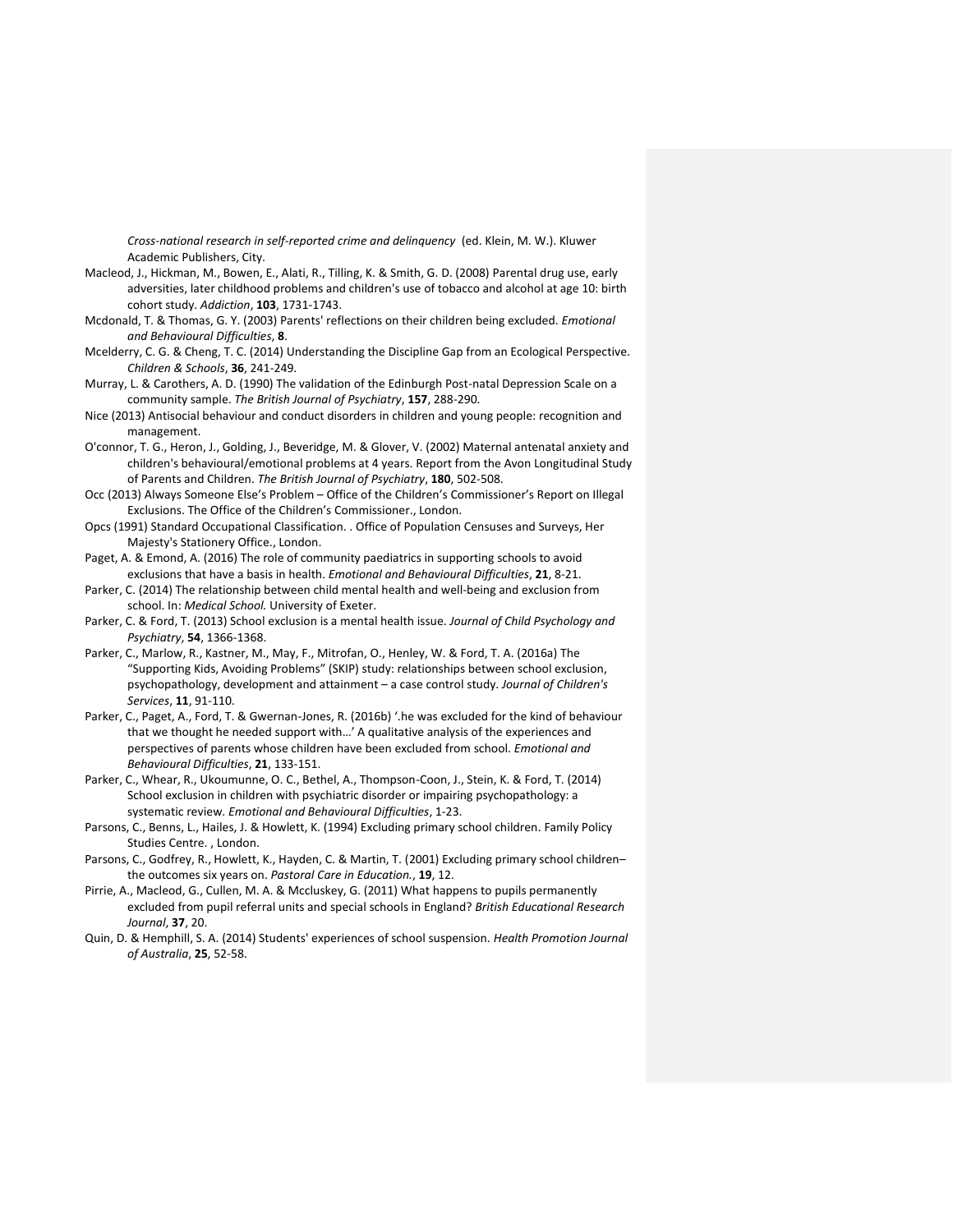*Cross-national research in self-reported crime and delinquency* (ed. Klein, M. W.). Kluwer Academic Publishers, City.

Macleod, J., Hickman, M., Bowen, E., Alati, R., Tilling, K. & Smith, G. D. (2008) Parental drug use, early adversities, later childhood problems and children's use of tobacco and alcohol at age 10: birth cohort study. *Addiction*, **103**, 1731-1743.

Mcdonald, T. & Thomas, G. Y. (2003) Parents' reflections on their children being excluded. *Emotional and Behavioural Difficulties*, **8**.

Mcelderry, C. G. & Cheng, T. C. (2014) Understanding the Discipline Gap from an Ecological Perspective. *Children & Schools*, **36**, 241-249.

Murray, L. & Carothers, A. D. (1990) The validation of the Edinburgh Post-natal Depression Scale on a community sample. *The British Journal of Psychiatry*, **157**, 288-290.

Nice (2013) Antisocial behaviour and conduct disorders in children and young people: recognition and management.

O'connor, T. G., Heron, J., Golding, J., Beveridge, M. & Glover, V. (2002) Maternal antenatal anxiety and children's behavioural/emotional problems at 4 years. Report from the Avon Longitudinal Study of Parents and Children. *The British Journal of Psychiatry*, **180**, 502-508.

Occ (2013) Always Someone Else's Problem – Office of the Children's Commissioner's Report on Illegal Exclusions. The Office of the Children's Commissioner., London.

Opcs (1991) Standard Occupational Classification. . Office of Population Censuses and Surveys, Her Majesty's Stationery Office., London.

Paget, A. & Emond, A. (2016) The role of community paediatrics in supporting schools to avoid exclusions that have a basis in health. *Emotional and Behavioural Difficulties*, **21**, 8-21.

Parker, C. (2014) The relationship between child mental health and well-being and exclusion from school. In: *Medical School.* University of Exeter.

Parker, C. & Ford, T. (2013) School exclusion is a mental health issue. *Journal of Child Psychology and Psychiatry*, **54**, 1366-1368.

Parker, C., Marlow, R., Kastner, M., May, F., Mitrofan, O., Henley, W. & Ford, T. A. (2016a) The "Supporting Kids, Avoiding Problems" (SKIP) study: relationships between school exclusion, psychopathology, development and attainment – a case control study. *Journal of Children's Services*, **11**, 91-110.

Parker, C., Paget, A., Ford, T. & Gwernan-Jones, R. (2016b) '.he was excluded for the kind of behaviour that we thought he needed support with…' A qualitative analysis of the experiences and perspectives of parents whose children have been excluded from school. *Emotional and Behavioural Difficulties*, **21**, 133-151.

Parker, C., Whear, R., Ukoumunne, O. C., Bethel, A., Thompson-Coon, J., Stein, K. & Ford, T. (2014) School exclusion in children with psychiatric disorder or impairing psychopathology: a systematic review. *Emotional and Behavioural Difficulties*, 1-23.

Parsons, C., Benns, L., Hailes, J. & Howlett, K. (1994) Excluding primary school children. Family Policy Studies Centre. , London.

Parsons, C., Godfrey, R., Howlett, K., Hayden, C. & Martin, T. (2001) Excluding primary school children– the outcomes six years on. *Pastoral Care in Education.*, **19**, 12.

Pirrie, A., Macleod, G., Cullen, M. A. & Mccluskey, G. (2011) What happens to pupils permanently excluded from pupil referral units and special schools in England? *British Educational Research Journal*, **37**, 20.

Quin, D. & Hemphill, S. A. (2014) Students' experiences of school suspension. *Health Promotion Journal of Australia*, **25**, 52-58.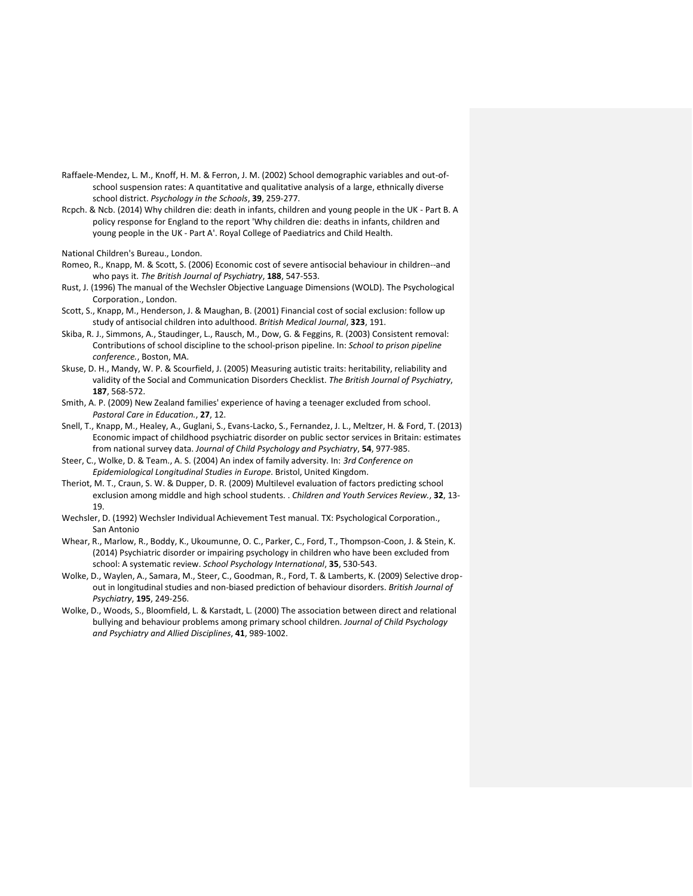Raffaele-Mendez, L. M., Knoff, H. M. & Ferron, J. M. (2002) School demographic variables and out-of-school suspension rates: A quantitative and qualitative analysis of a large, ethnically diverse school district. *Psychology in the Schools*, **39**, 259-277.

Rcpch. & Ncb. (2014) Why children die: death in infants, children and young people in the UK - Part B. A policy response for England to the report 'Why children die: deaths in infants, children and young people in the UK - Part A'. Royal College of Paediatrics and Child Health.

National Children's Bureau., London.

Romeo, R., Knapp, M. & Scott, S. (2006) Economic cost of severe antisocial behaviour in children--and who pays it. *The British Journal of Psychiatry*, **188**, 547-553.

Rust, J. (1996) The manual of the Wechsler Objective Language Dimensions (WOLD). The Psychological Corporation., London.

Scott, S., Knapp, M., Henderson, J. & Maughan, B. (2001) Financial cost of social exclusion: follow up study of antisocial children into adulthood. *British Medical Journal*, **323**, 191.

Skiba, R. J., Simmons, A., Staudinger, L., Rausch, M., Dow, G. & Feggins, R. (2003) Consistent removal: Contributions of school discipline to the school-prison pipeline. In: *School to prison pipeline conference.*, Boston, MA.

Skuse, D. H., Mandy, W. P. & Scourfield, J. (2005) Measuring autistic traits: heritability, reliability and validity of the Social and Communication Disorders Checklist. *The British Journal of Psychiatry*, **187**, 568-572.

Smith, A. P. (2009) New Zealand families' experience of having a teenager excluded from school. *Pastoral Care in Education.*, **27**, 12.

Snell, T., Knapp, M., Healey, A., Guglani, S., Evans-Lacko, S., Fernandez, J. L., Meltzer, H. & Ford, T. (2013) Economic impact of childhood psychiatric disorder on public sector services in Britain: estimates from national survey data. *Journal of Child Psychology and Psychiatry*, **54**, 977-985.

Steer, C., Wolke, D. & Team., A. S. (2004) An index of family adversity. In: *3rd Conference on Epidemiological Longitudinal Studies in Europe*. Bristol, United Kingdom.

Theriot, M. T., Craun, S. W. & Dupper, D. R. (2009) Multilevel evaluation of factors predicting school exclusion among middle and high school students. . *Children and Youth Services Review.*, **32**, 13-19.

Wechsler, D. (1992) Wechsler Individual Achievement Test manual. TX: Psychological Corporation., San Antonio

Whear, R., Marlow, R., Boddy, K., Ukoumunne, O. C., Parker, C., Ford, T., Thompson-Coon, J. & Stein, K. (2014) Psychiatric disorder or impairing psychology in children who have been excluded from school: A systematic review. *School Psychology International*, **35**, 530-543.

Wolke, D., Waylen, A., Samara, M., Steer, C., Goodman, R., Ford, T. & Lamberts, K. (2009) Selective drop-out in longitudinal studies and non-biased prediction of behaviour disorders. *British Journal of Psychiatry*, **195**, 249-256.

Wolke, D., Woods, S., Bloomfield, L. & Karstadt, L. (2000) The association between direct and relational bullying and behaviour problems among primary school children. *Journal of Child Psychology and Psychiatry and Allied Disciplines*, **41**, 989-1002.